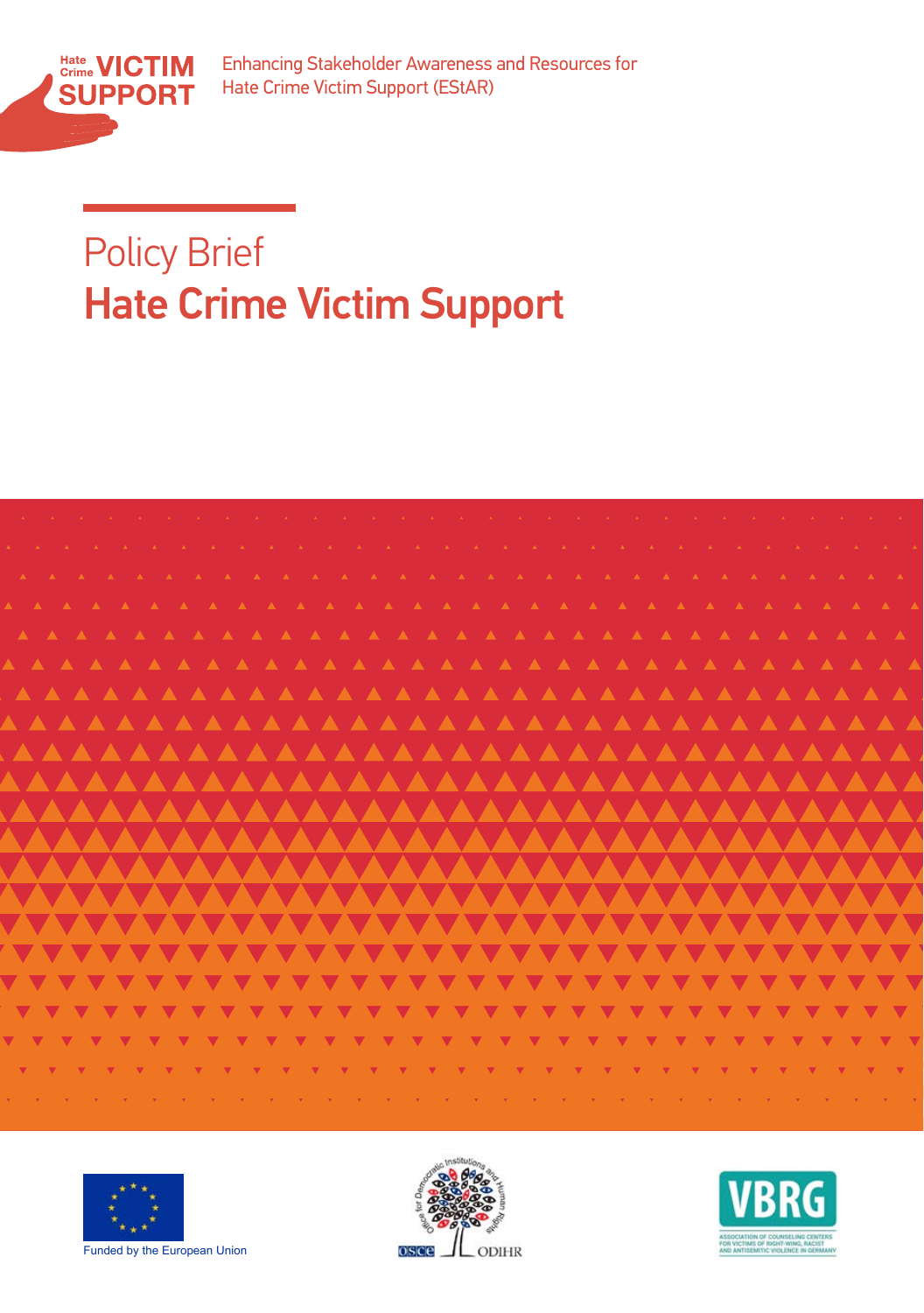Hate Crime VICTIM SUPPORT

Enhancing Stakeholder Awareness and Resources for Hate Crime Victim Support (EStAR)

# Policy Brief
# Hate Crime Victim Support

Funded by the European Union

OSCE ODIHR

VBRG
ASSOCIATION OF COUNSELING CENTERS FOR VICTIMS OF RIGHT-WING, RACIST AND ANTISEMITIC VIOLENCE IN GERMANY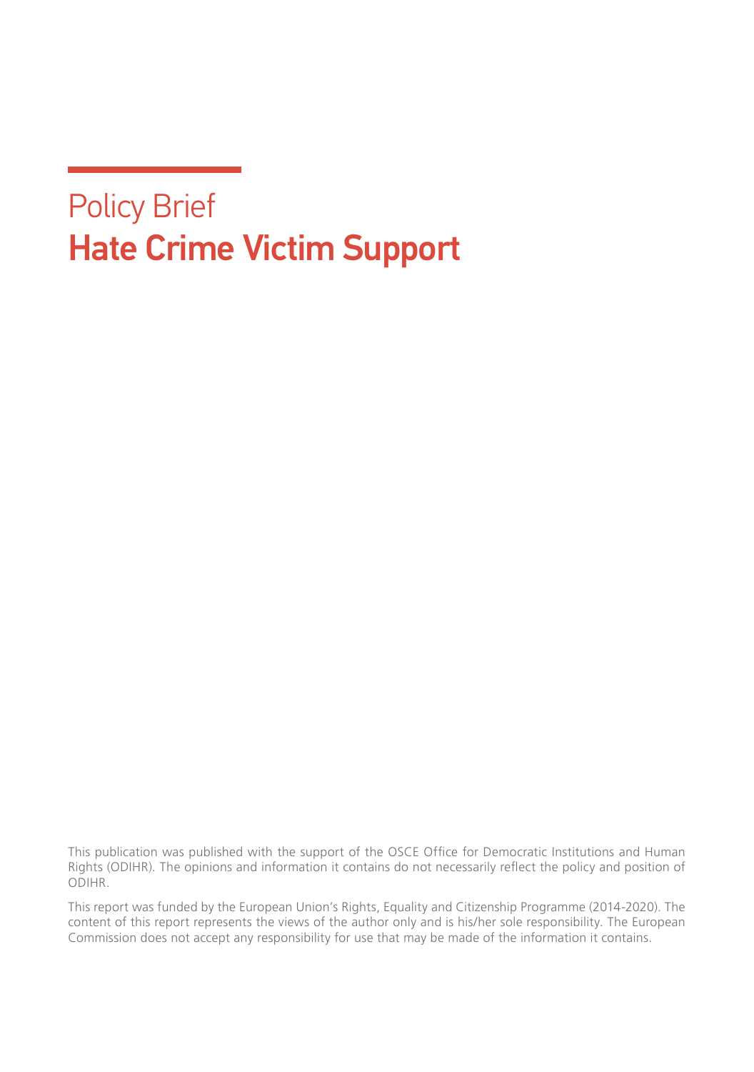# Policy Brief

# Hate Crime Victim Support

This publication was published with the support of the OSCE Office for Democratic Institutions and Human Rights (ODIHR). The opinions and information it contains do not necessarily reflect the policy and position of ODIHR.

This report was funded by the European Union's Rights, Equality and Citizenship Programme (2014-2020). The content of this report represents the views of the author only and is his/her sole responsibility. The European Commission does not accept any responsibility for use that may be made of the information it contains.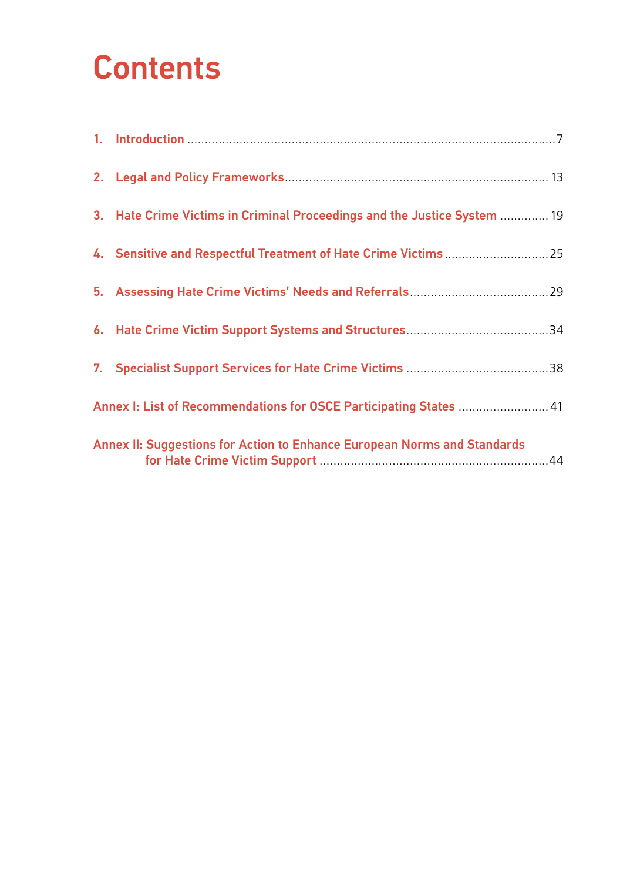# Contents

1. Introduction ........................................................................................................ 7
2. Legal and Policy Frameworks ........................................................................ 13
3. Hate Crime Victims in Criminal Proceedings and the Justice System ............. 19
4. Sensitive and Respectful Treatment of Hate Crime Victims ............................ 25
5. Assessing Hate Crime Victims' Needs and Referrals ...................................... 29
6. Hate Crime Victim Support Systems and Structures ....................................... 34
7. Specialist Support Services for Hate Crime Victims ....................................... 38

Annex I: List of Recommendations for OSCE Participating States ......................... 41

Annex II: Suggestions for Action to Enhance European Norms and Standards for Hate Crime Victim Support ................................................................ 44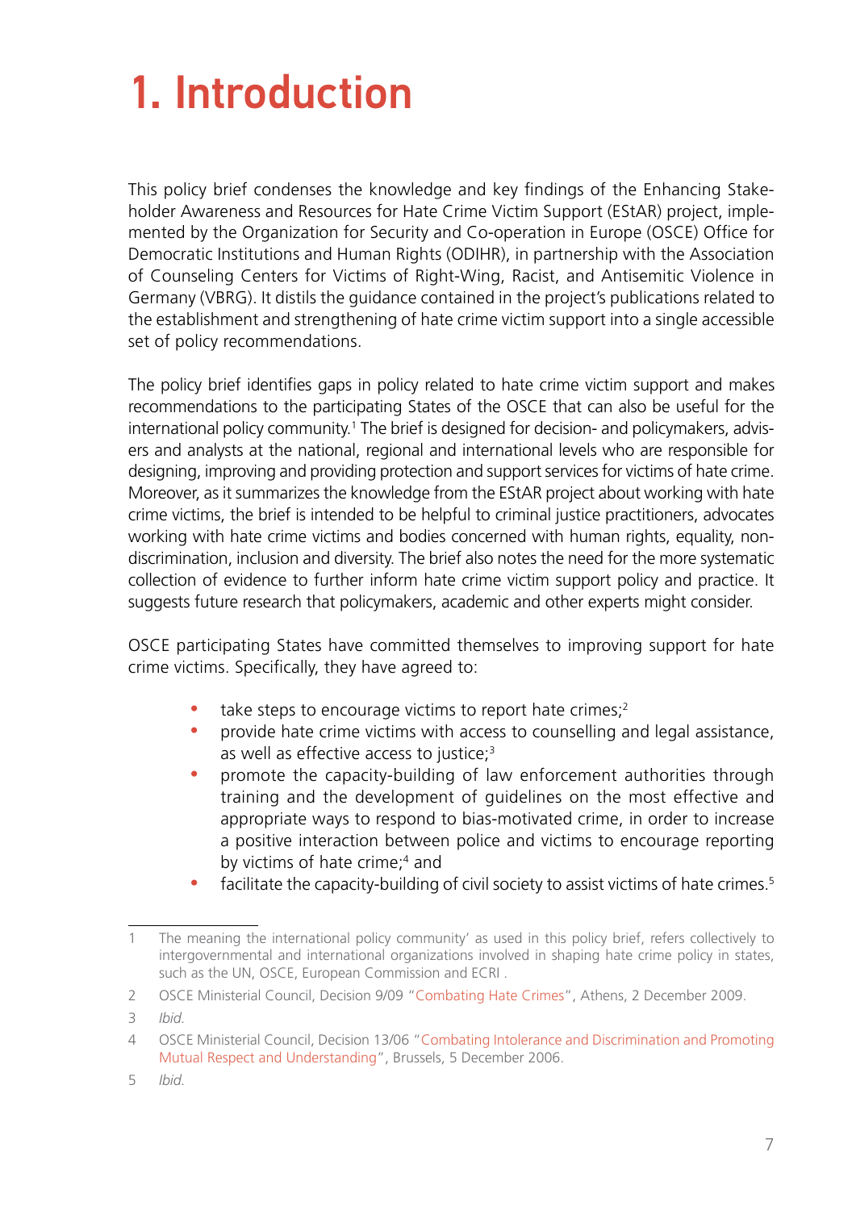# 1. Introduction

This policy brief condenses the knowledge and key findings of the Enhancing Stakeholder Awareness and Resources for Hate Crime Victim Support (EStAR) project, implemented by the Organization for Security and Co-operation in Europe (OSCE) Office for Democratic Institutions and Human Rights (ODIHR), in partnership with the Association of Counseling Centers for Victims of Right-Wing, Racist, and Antisemitic Violence in Germany (VBRG). It distils the guidance contained in the project's publications related to the establishment and strengthening of hate crime victim support into a single accessible set of policy recommendations.

The policy brief identifies gaps in policy related to hate crime victim support and makes recommendations to the participating States of the OSCE that can also be useful for the international policy community.[1] The brief is designed for decision- and policymakers, advisers and analysts at the national, regional and international levels who are responsible for designing, improving and providing protection and support services for victims of hate crime. Moreover, as it summarizes the knowledge from the EStAR project about working with hate crime victims, the brief is intended to be helpful to criminal justice practitioners, advocates working with hate crime victims and bodies concerned with human rights, equality, non-discrimination, inclusion and diversity. The brief also notes the need for the more systematic collection of evidence to further inform hate crime victim support policy and practice. It suggests future research that policymakers, academic and other experts might consider.

OSCE participating States have committed themselves to improving support for hate crime victims. Specifically, they have agreed to:

- take steps to encourage victims to report hate crimes;[2]
- provide hate crime victims with access to counselling and legal assistance, as well as effective access to justice;[3]
- promote the capacity-building of law enforcement authorities through training and the development of guidelines on the most effective and appropriate ways to respond to bias-motivated crime, in order to increase a positive interaction between police and victims to encourage reporting by victims of hate crime;[4] and
- facilitate the capacity-building of civil society to assist victims of hate crimes.[5]

---

1 The meaning the international policy community' as used in this policy brief, refers collectively to intergovernmental and international organizations involved in shaping hate crime policy in states, such as the UN, OSCE, European Commission and ECRI .

2 OSCE Ministerial Council, Decision 9/09 "Combating Hate Crimes", Athens, 2 December 2009.

3 *Ibid.*

4 OSCE Ministerial Council, Decision 13/06 "Combating Intolerance and Discrimination and Promoting Mutual Respect and Understanding", Brussels, 5 December 2006.

5 *Ibid.*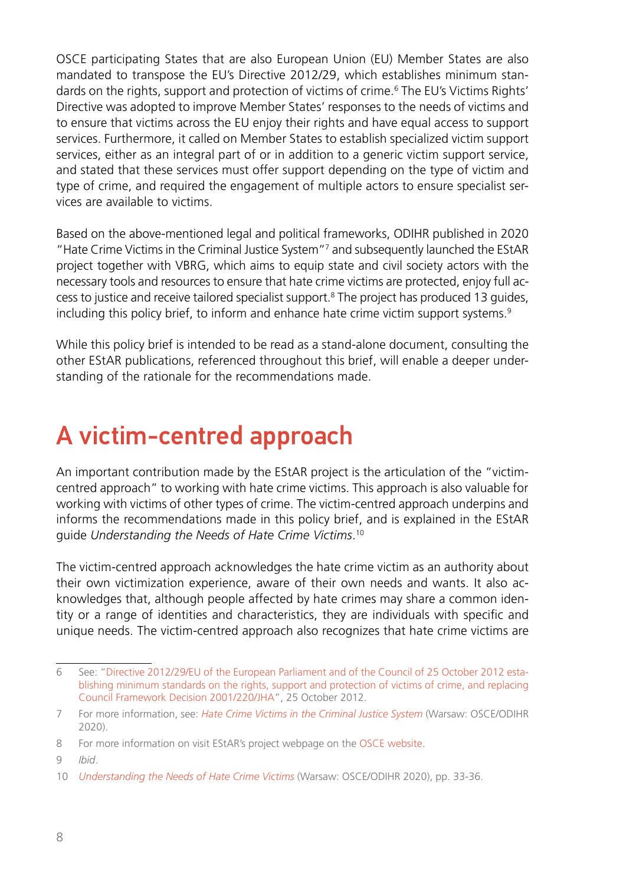OSCE participating States that are also European Union (EU) Member States are also mandated to transpose the EU's Directive 2012/29, which establishes minimum standards on the rights, support and protection of victims of crime.[6] The EU's Victims Rights' Directive was adopted to improve Member States' responses to the needs of victims and to ensure that victims across the EU enjoy their rights and have equal access to support services. Furthermore, it called on Member States to establish specialized victim support services, either as an integral part of or in addition to a generic victim support service, and stated that these services must offer support depending on the type of victim and type of crime, and required the engagement of multiple actors to ensure specialist services are available to victims.

Based on the above-mentioned legal and political frameworks, ODIHR published in 2020 "Hate Crime Victims in the Criminal Justice System"[7] and subsequently launched the EStAR project together with VBRG, which aims to equip state and civil society actors with the necessary tools and resources to ensure that hate crime victims are protected, enjoy full access to justice and receive tailored specialist support.[8] The project has produced 13 guides, including this policy brief, to inform and enhance hate crime victim support systems.[9]

While this policy brief is intended to be read as a stand-alone document, consulting the other EStAR publications, referenced throughout this brief, will enable a deeper understanding of the rationale for the recommendations made.

# A victim-centred approach

An important contribution made by the EStAR project is the articulation of the "victim-centred approach" to working with hate crime victims. This approach is also valuable for working with victims of other types of crime. The victim-centred approach underpins and informs the recommendations made in this policy brief, and is explained in the EStAR guide *Understanding the Needs of Hate Crime Victims*.[10]

The victim-centred approach acknowledges the hate crime victim as an authority about their own victimization experience, aware of their own needs and wants. It also acknowledges that, although people affected by hate crimes may share a common identity or a range of identities and characteristics, they are individuals with specific and unique needs. The victim-centred approach also recognizes that hate crime victims are

---

6 See: "Directive 2012/29/EU of the European Parliament and of the Council of 25 October 2012 establishing minimum standards on the rights, support and protection of victims of crime, and replacing Council Framework Decision 2001/220/JHA", 25 October 2012.

7 For more information, see: *Hate Crime Victims in the Criminal Justice System* (Warsaw: OSCE/ODIHR 2020).

8 For more information on visit EStAR's project webpage on the OSCE website.

9 *Ibid*.

10 *Understanding the Needs of Hate Crime Victims* (Warsaw: OSCE/ODIHR 2020), pp. 33-36.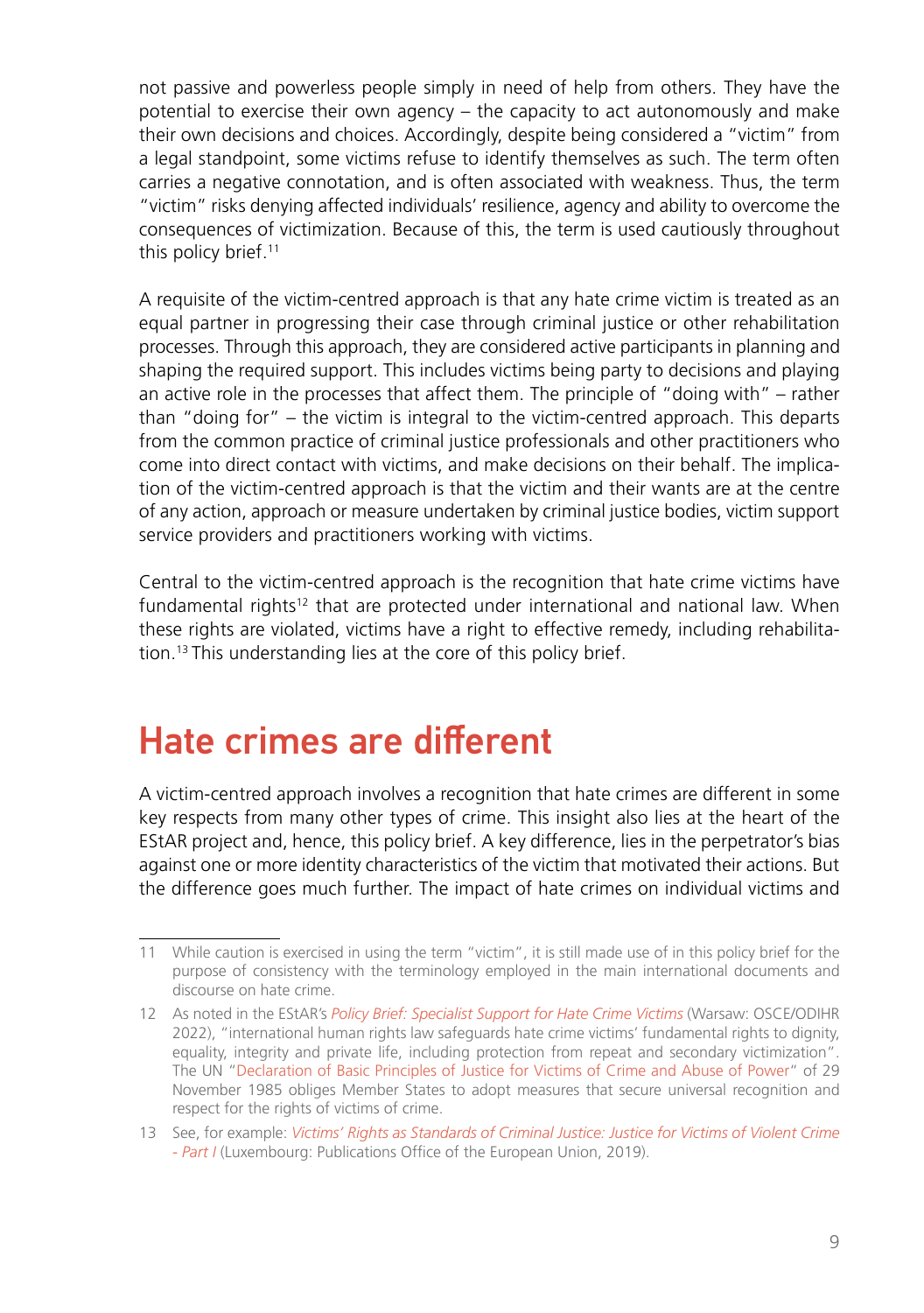not passive and powerless people simply in need of help from others. They have the potential to exercise their own agency – the capacity to act autonomously and make their own decisions and choices. Accordingly, despite being considered a "victim" from a legal standpoint, some victims refuse to identify themselves as such. The term often carries a negative connotation, and is often associated with weakness. Thus, the term "victim" risks denying affected individuals' resilience, agency and ability to overcome the consequences of victimization. Because of this, the term is used cautiously throughout this policy brief.[11]

A requisite of the victim-centred approach is that any hate crime victim is treated as an equal partner in progressing their case through criminal justice or other rehabilitation processes. Through this approach, they are considered active participants in planning and shaping the required support. This includes victims being party to decisions and playing an active role in the processes that affect them. The principle of "doing with" – rather than "doing for" – the victim is integral to the victim-centred approach. This departs from the common practice of criminal justice professionals and other practitioners who come into direct contact with victims, and make decisions on their behalf. The implication of the victim-centred approach is that the victim and their wants are at the centre of any action, approach or measure undertaken by criminal justice bodies, victim support service providers and practitioners working with victims.

Central to the victim-centred approach is the recognition that hate crime victims have fundamental rights[12] that are protected under international and national law. When these rights are violated, victims have a right to effective remedy, including rehabilitation.[13] This understanding lies at the core of this policy brief.

## Hate crimes are different

A victim-centred approach involves a recognition that hate crimes are different in some key respects from many other types of crime. This insight also lies at the heart of the EStAR project and, hence, this policy brief. A key difference, lies in the perpetrator's bias against one or more identity characteristics of the victim that motivated their actions. But the difference goes much further. The impact of hate crimes on individual victims and

---

11 While caution is exercised in using the term "victim", it is still made use of in this policy brief for the purpose of consistency with the terminology employed in the main international documents and discourse on hate crime.

12 As noted in the EStAR's *Policy Brief: Specialist Support for Hate Crime Victims* (Warsaw: OSCE/ODIHR 2022), "international human rights law safeguards hate crime victims' fundamental rights to dignity, equality, integrity and private life, including protection from repeat and secondary victimization". The UN "Declaration of Basic Principles of Justice for Victims of Crime and Abuse of Power" of 29 November 1985 obliges Member States to adopt measures that secure universal recognition and respect for the rights of victims of crime.

13 See, for example: *Victims' Rights as Standards of Criminal Justice: Justice for Victims of Violent Crime - Part I* (Luxembourg: Publications Office of the European Union, 2019).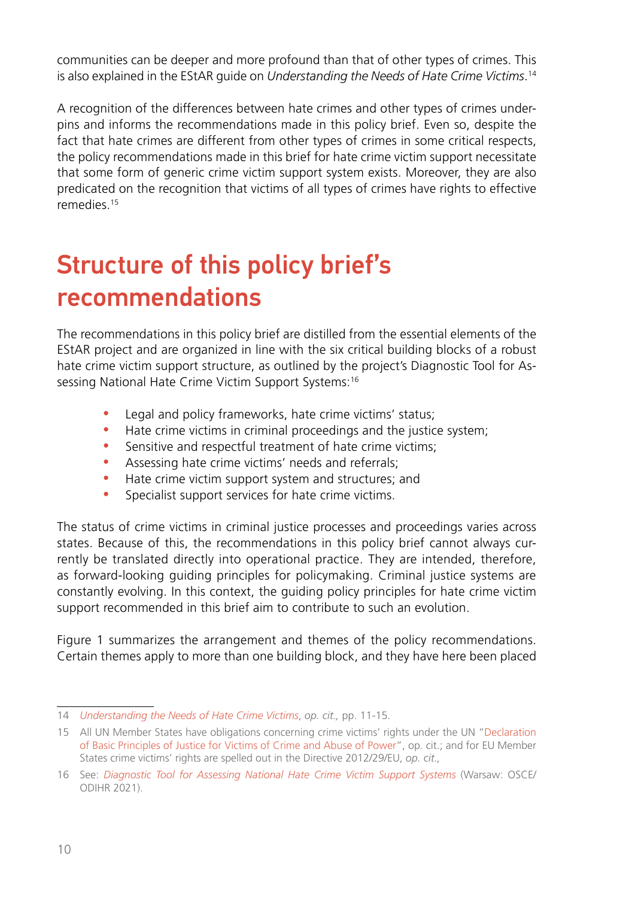communities can be deeper and more profound than that of other types of crimes. This is also explained in the EStAR guide on *Understanding the Needs of Hate Crime Victims*.[14]

A recognition of the differences between hate crimes and other types of crimes underpins and informs the recommendations made in this policy brief. Even so, despite the fact that hate crimes are different from other types of crimes in some critical respects, the policy recommendations made in this brief for hate crime victim support necessitate that some form of generic crime victim support system exists. Moreover, they are also predicated on the recognition that victims of all types of crimes have rights to effective remedies.[15]

# Structure of this policy brief's recommendations

The recommendations in this policy brief are distilled from the essential elements of the EStAR project and are organized in line with the six critical building blocks of a robust hate crime victim support structure, as outlined by the project's Diagnostic Tool for Assessing National Hate Crime Victim Support Systems:[16]

- Legal and policy frameworks, hate crime victims' status;
- Hate crime victims in criminal proceedings and the justice system;
- Sensitive and respectful treatment of hate crime victims;
- Assessing hate crime victims' needs and referrals;
- Hate crime victim support system and structures; and
- Specialist support services for hate crime victims.

The status of crime victims in criminal justice processes and proceedings varies across states. Because of this, the recommendations in this policy brief cannot always currently be translated directly into operational practice. They are intended, therefore, as forward-looking guiding principles for policymaking. Criminal justice systems are constantly evolving. In this context, the guiding policy principles for hate crime victim support recommended in this brief aim to contribute to such an evolution.

Figure 1 summarizes the arrangement and themes of the policy recommendations. Certain themes apply to more than one building block, and they have here been placed

---

14 *Understanding the Needs of Hate Crime Victims*, *op. cit.,* pp. 11-15.

15 All UN Member States have obligations concerning crime victims' rights under the UN "Declaration of Basic Principles of Justice for Victims of Crime and Abuse of Power", op. cit.; and for EU Member States crime victims' rights are spelled out in the Directive 2012/29/EU, *op. cit.,*

16 See: *Diagnostic Tool for Assessing National Hate Crime Victim Support Systems* (Warsaw: OSCE/ODIHR 2021).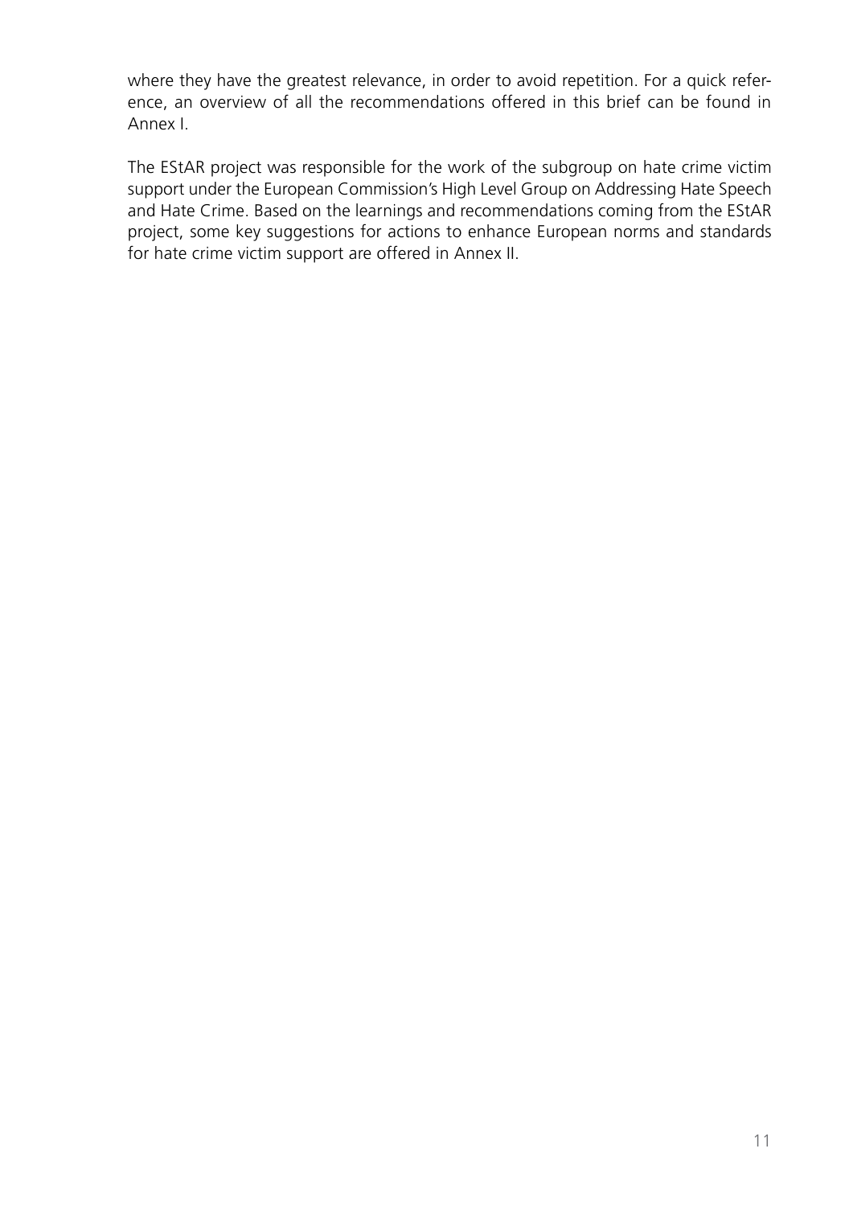where they have the greatest relevance, in order to avoid repetition. For a quick reference, an overview of all the recommendations offered in this brief can be found in Annex I.

The EStAR project was responsible for the work of the subgroup on hate crime victim support under the European Commission's High Level Group on Addressing Hate Speech and Hate Crime. Based on the learnings and recommendations coming from the EStAR project, some key suggestions for actions to enhance European norms and standards for hate crime victim support are offered in Annex II.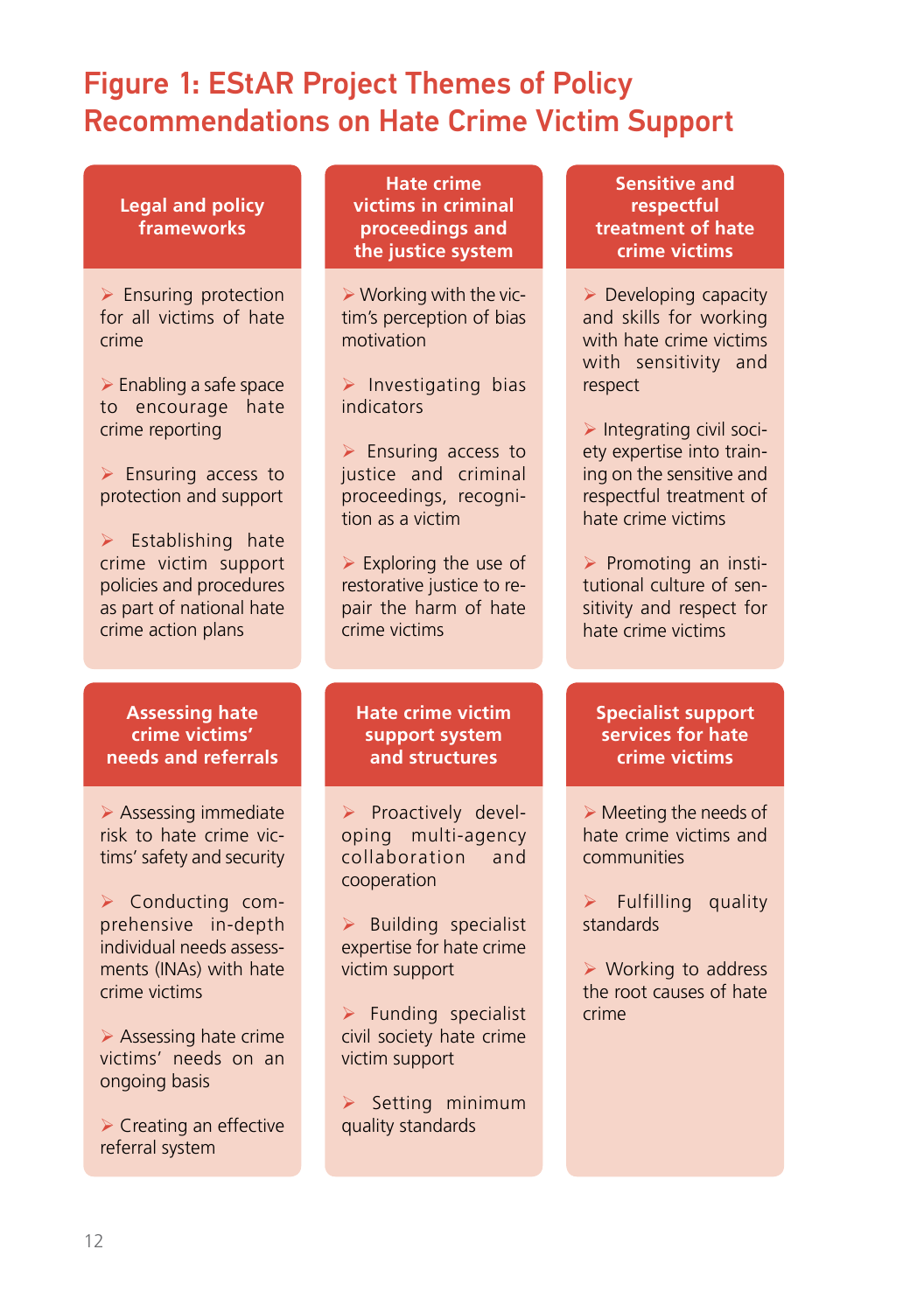## Figure 1: EStAR Project Themes of Policy Recommendations on Hate Crime Victim Support

### Legal and policy frameworks

- Ensuring protection for all victims of hate crime
- Enabling a safe space to encourage hate crime reporting
- Ensuring access to protection and support
- Establishing hate crime victim support policies and procedures as part of national hate crime action plans

### Hate crime victims in criminal proceedings and the justice system

- Working with the victim's perception of bias motivation
- Investigating bias indicators
- Ensuring access to justice and criminal proceedings, recognition as a victim
- Exploring the use of restorative justice to repair the harm of hate crime victims

### Sensitive and respectful treatment of hate crime victims

- Developing capacity and skills for working with hate crime victims with sensitivity and respect
- Integrating civil society expertise into training on the sensitive and respectful treatment of hate crime victims
- Promoting an institutional culture of sensitivity and respect for hate crime victims

### Assessing hate crime victims' needs and referrals

- Assessing immediate risk to hate crime victims' safety and security
- Conducting comprehensive in-depth individual needs assessments (INAs) with hate crime victims
- Assessing hate crime victims' needs on an ongoing basis
- Creating an effective referral system

### Hate crime victim support system and structures

- Proactively developing multi-agency collaboration and cooperation
- Building specialist expertise for hate crime victim support
- Funding specialist civil society hate crime victim support
- Setting minimum quality standards

### Specialist support services for hate crime victims

- Meeting the needs of hate crime victims and communities
- Fulfilling quality standards
- Working to address the root causes of hate crime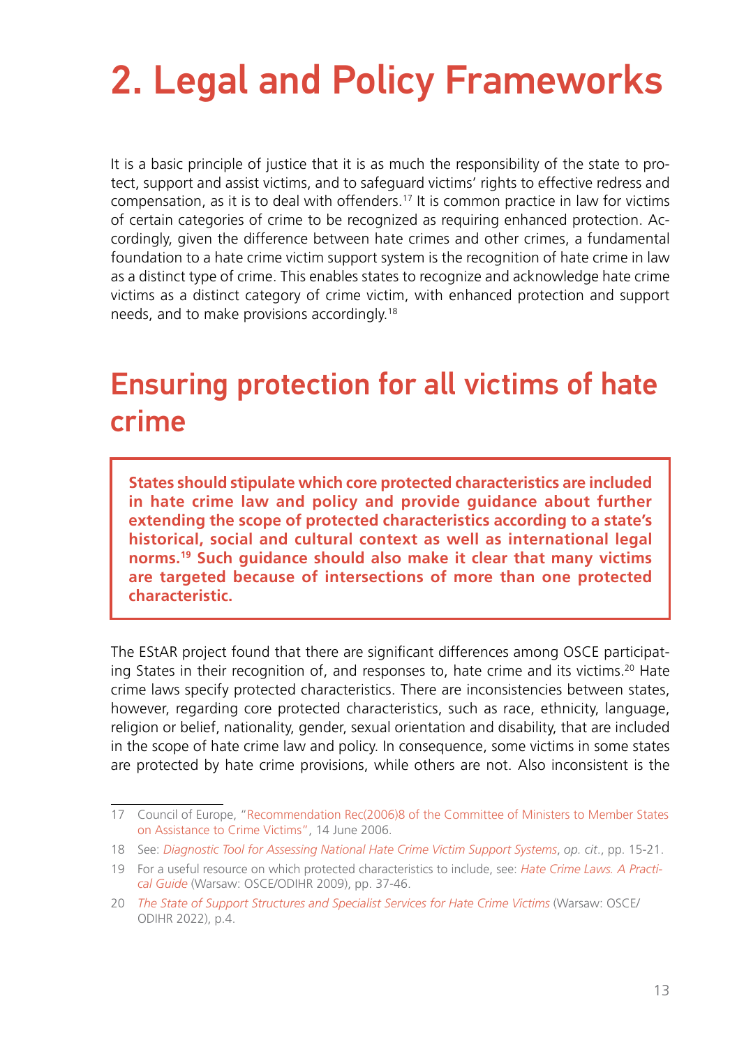# 2. Legal and Policy Frameworks

It is a basic principle of justice that it is as much the responsibility of the state to protect, support and assist victims, and to safeguard victims' rights to effective redress and compensation, as it is to deal with offenders.[17] It is common practice in law for victims of certain categories of crime to be recognized as requiring enhanced protection. Accordingly, given the difference between hate crimes and other crimes, a fundamental foundation to a hate crime victim support system is the recognition of hate crime in law as a distinct type of crime. This enables states to recognize and acknowledge hate crime victims as a distinct category of crime victim, with enhanced protection and support needs, and to make provisions accordingly.[18]

## Ensuring protection for all victims of hate crime

> **States should stipulate which core protected characteristics are included in hate crime law and policy and provide guidance about further extending the scope of protected characteristics according to a state's historical, social and cultural context as well as international legal norms.[19] Such guidance should also make it clear that many victims are targeted because of intersections of more than one protected characteristic.**

The EStAR project found that there are significant differences among OSCE participating States in their recognition of, and responses to, hate crime and its victims.[20] Hate crime laws specify protected characteristics. There are inconsistencies between states, however, regarding core protected characteristics, such as race, ethnicity, language, religion or belief, nationality, gender, sexual orientation and disability, that are included in the scope of hate crime law and policy. In consequence, some victims in some states are protected by hate crime provisions, while others are not. Also inconsistent is the

---

17 Council of Europe, "Recommendation Rec(2006)8 of the Committee of Ministers to Member States on Assistance to Crime Victims", 14 June 2006.

18 See: *Diagnostic Tool for Assessing National Hate Crime Victim Support Systems*, *op. cit.*, pp. 15-21.

19 For a useful resource on which protected characteristics to include, see: *Hate Crime Laws. A Practical Guide* (Warsaw: OSCE/ODIHR 2009), pp. 37-46.

20 *The State of Support Structures and Specialist Services for Hate Crime Victims* (Warsaw: OSCE/ODIHR 2022), p.4.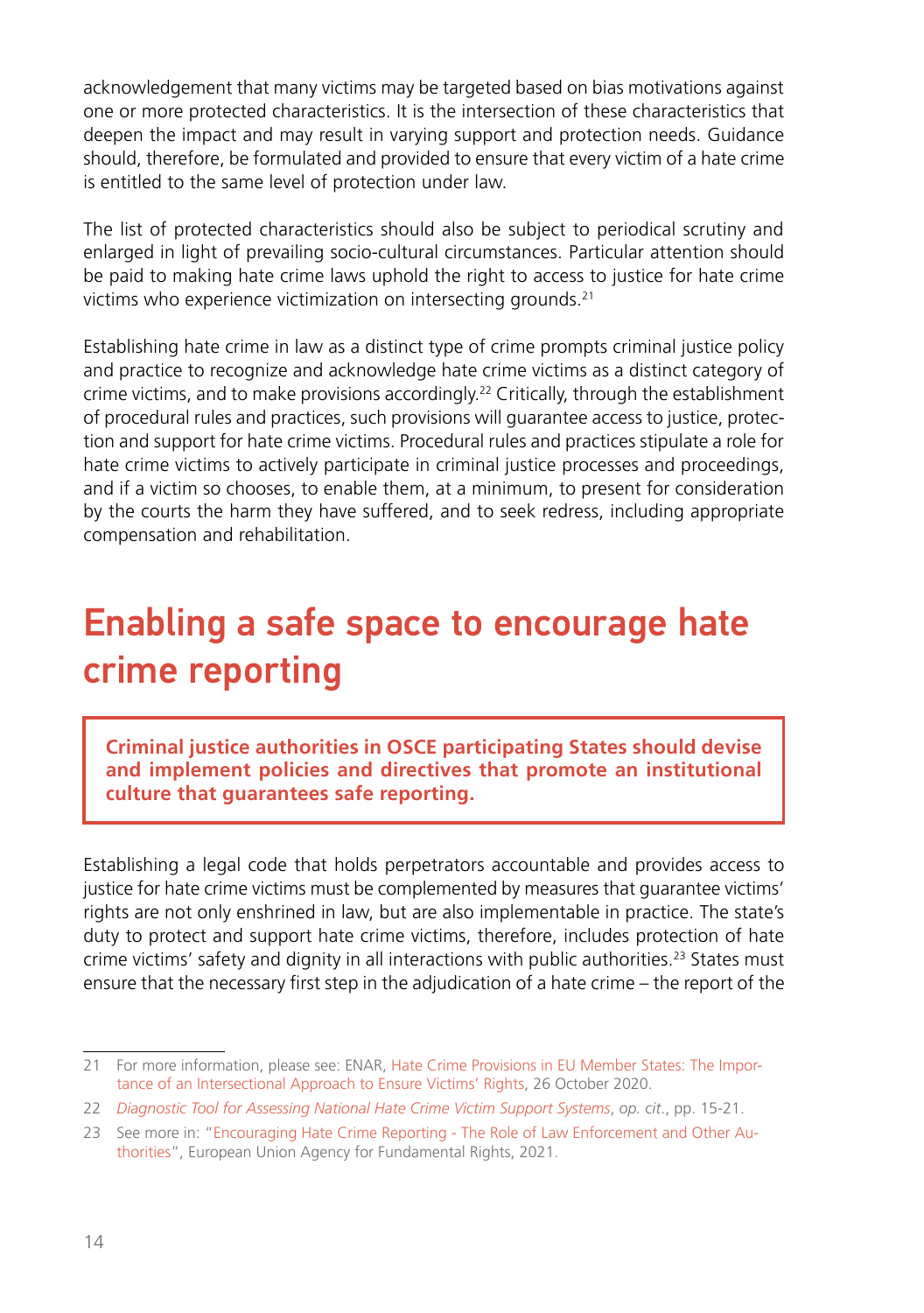acknowledgement that many victims may be targeted based on bias motivations against one or more protected characteristics. It is the intersection of these characteristics that deepen the impact and may result in varying support and protection needs. Guidance should, therefore, be formulated and provided to ensure that every victim of a hate crime is entitled to the same level of protection under law.

The list of protected characteristics should also be subject to periodical scrutiny and enlarged in light of prevailing socio-cultural circumstances. Particular attention should be paid to making hate crime laws uphold the right to access to justice for hate crime victims who experience victimization on intersecting grounds.[21]

Establishing hate crime in law as a distinct type of crime prompts criminal justice policy and practice to recognize and acknowledge hate crime victims as a distinct category of crime victims, and to make provisions accordingly.[22] Critically, through the establishment of procedural rules and practices, such provisions will guarantee access to justice, protection and support for hate crime victims. Procedural rules and practices stipulate a role for hate crime victims to actively participate in criminal justice processes and proceedings, and if a victim so chooses, to enable them, at a minimum, to present for consideration by the courts the harm they have suffered, and to seek redress, including appropriate compensation and rehabilitation.

# Enabling a safe space to encourage hate crime reporting

**Criminal justice authorities in OSCE participating States should devise and implement policies and directives that promote an institutional culture that guarantees safe reporting.**

Establishing a legal code that holds perpetrators accountable and provides access to justice for hate crime victims must be complemented by measures that guarantee victims' rights are not only enshrined in law, but are also implementable in practice. The state's duty to protect and support hate crime victims, therefore, includes protection of hate crime victims' safety and dignity in all interactions with public authorities.[23] States must ensure that the necessary first step in the adjudication of a hate crime – the report of the

---

21 For more information, please see: ENAR, Hate Crime Provisions in EU Member States: The Importance of an Intersectional Approach to Ensure Victims' Rights, 26 October 2020.

22 *Diagnostic Tool for Assessing National Hate Crime Victim Support Systems*, *op. cit*., pp. 15-21.

23 See more in: "Encouraging Hate Crime Reporting - The Role of Law Enforcement and Other Authorities", European Union Agency for Fundamental Rights, 2021.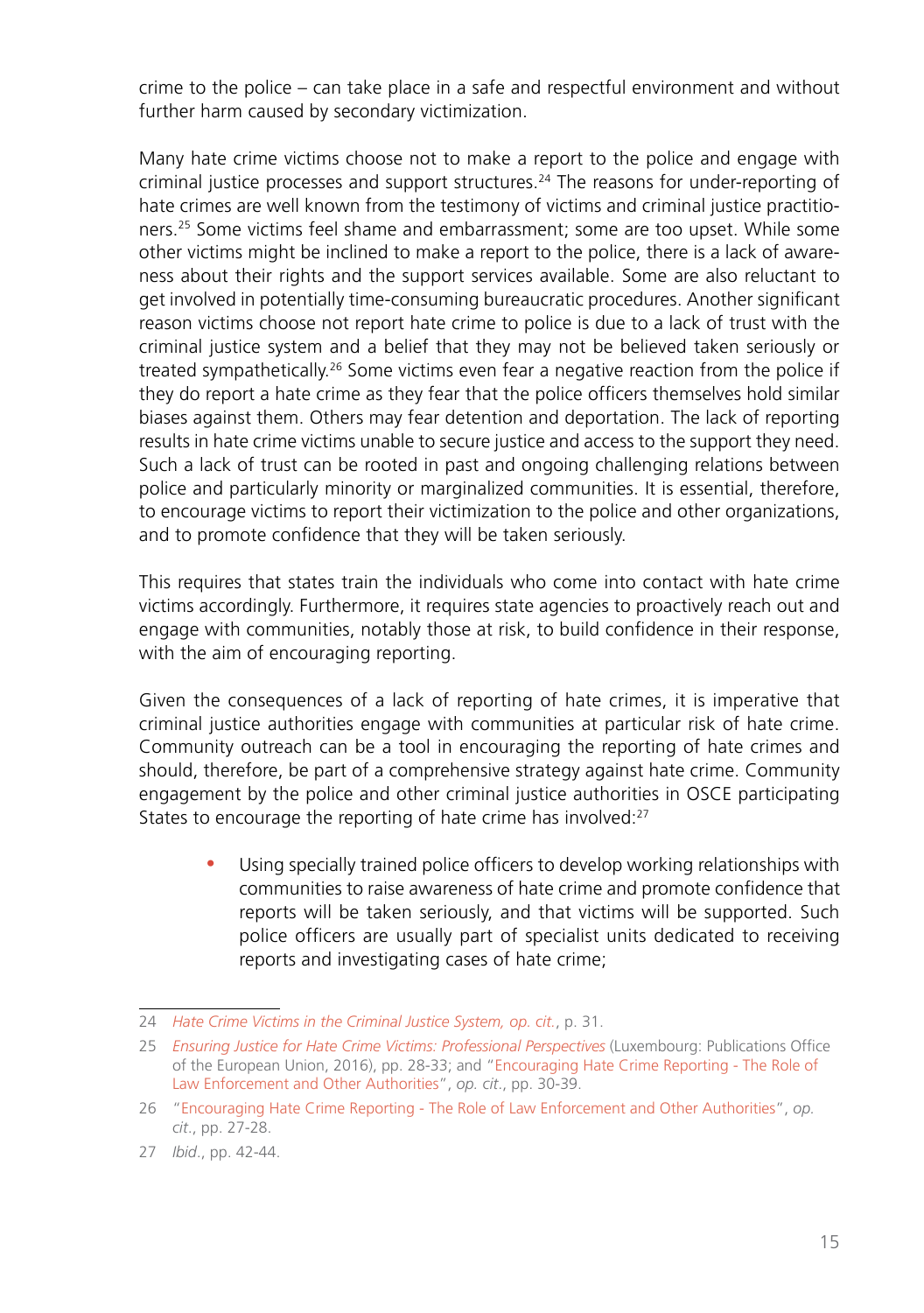crime to the police – can take place in a safe and respectful environment and without further harm caused by secondary victimization.

Many hate crime victims choose not to make a report to the police and engage with criminal justice processes and support structures.[24] The reasons for under-reporting of hate crimes are well known from the testimony of victims and criminal justice practitioners.[25] Some victims feel shame and embarrassment; some are too upset. While some other victims might be inclined to make a report to the police, there is a lack of awareness about their rights and the support services available. Some are also reluctant to get involved in potentially time-consuming bureaucratic procedures. Another significant reason victims choose not report hate crime to police is due to a lack of trust with the criminal justice system and a belief that they may not be believed taken seriously or treated sympathetically.[26] Some victims even fear a negative reaction from the police if they do report a hate crime as they fear that the police officers themselves hold similar biases against them. Others may fear detention and deportation. The lack of reporting results in hate crime victims unable to secure justice and access to the support they need. Such a lack of trust can be rooted in past and ongoing challenging relations between police and particularly minority or marginalized communities. It is essential, therefore, to encourage victims to report their victimization to the police and other organizations, and to promote confidence that they will be taken seriously.

This requires that states train the individuals who come into contact with hate crime victims accordingly. Furthermore, it requires state agencies to proactively reach out and engage with communities, notably those at risk, to build confidence in their response, with the aim of encouraging reporting.

Given the consequences of a lack of reporting of hate crimes, it is imperative that criminal justice authorities engage with communities at particular risk of hate crime. Community outreach can be a tool in encouraging the reporting of hate crimes and should, therefore, be part of a comprehensive strategy against hate crime. Community engagement by the police and other criminal justice authorities in OSCE participating States to encourage the reporting of hate crime has involved:[27]

- Using specially trained police officers to develop working relationships with communities to raise awareness of hate crime and promote confidence that reports will be taken seriously, and that victims will be supported. Such police officers are usually part of specialist units dedicated to receiving reports and investigating cases of hate crime;

---

24 *Hate Crime Victims in the Criminal Justice System, op. cit.*, p. 31.

25 *Ensuring Justice for Hate Crime Victims: Professional Perspectives* (Luxembourg: Publications Office of the European Union, 2016), pp. 28-33; and "Encouraging Hate Crime Reporting - The Role of Law Enforcement and Other Authorities", *op. cit*., pp. 30-39.

26 "Encouraging Hate Crime Reporting - The Role of Law Enforcement and Other Authorities", *op. cit*., pp. 27-28.

27 *Ibid*., pp. 42-44.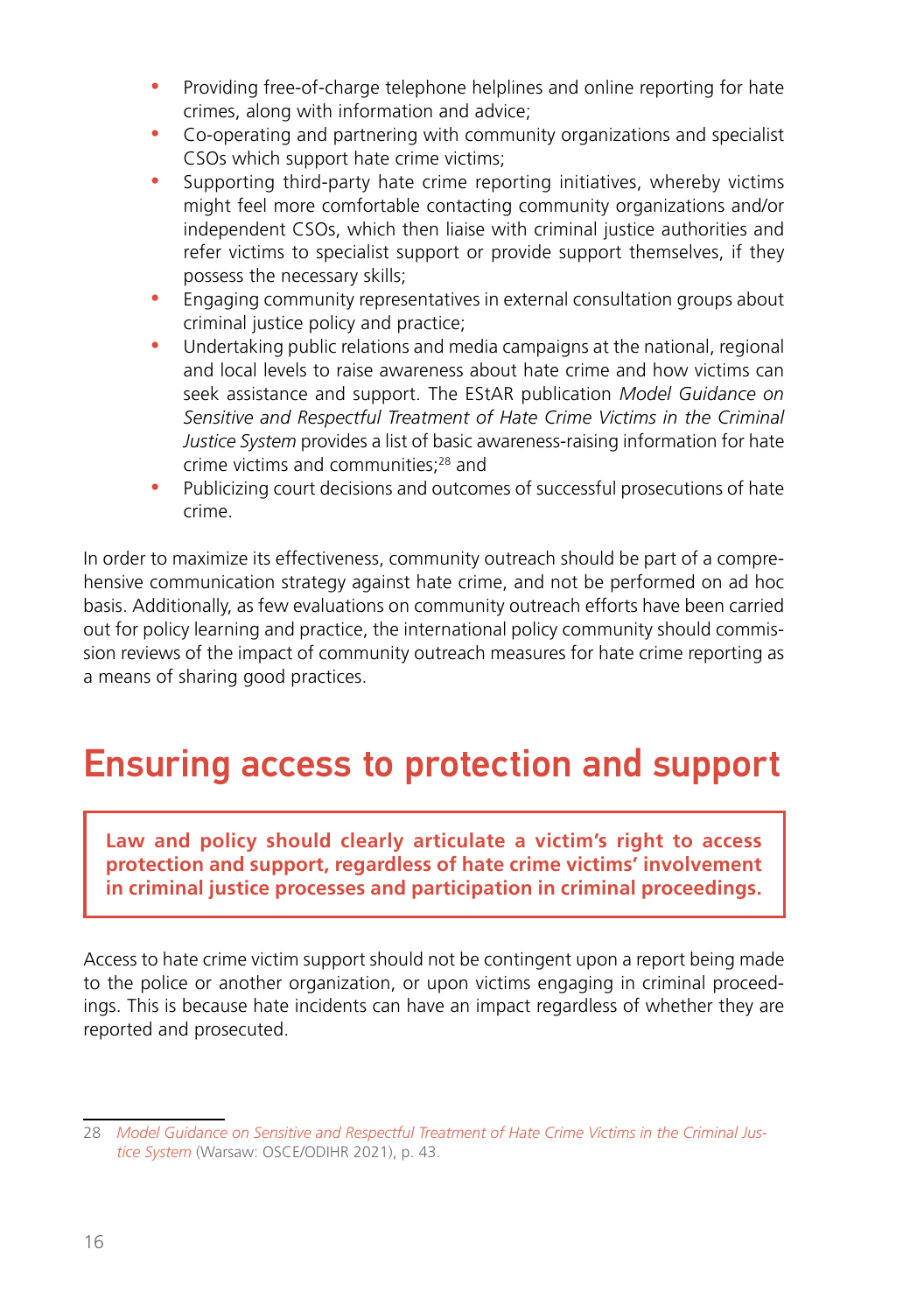- Providing free-of-charge telephone helplines and online reporting for hate crimes, along with information and advice;
- Co-operating and partnering with community organizations and specialist CSOs which support hate crime victims;
- Supporting third-party hate crime reporting initiatives, whereby victims might feel more comfortable contacting community organizations and/or independent CSOs, which then liaise with criminal justice authorities and refer victims to specialist support or provide support themselves, if they possess the necessary skills;
- Engaging community representatives in external consultation groups about criminal justice policy and practice;
- Undertaking public relations and media campaigns at the national, regional and local levels to raise awareness about hate crime and how victims can seek assistance and support. The EStAR publication *Model Guidance on Sensitive and Respectful Treatment of Hate Crime Victims in the Criminal Justice System* provides a list of basic awareness-raising information for hate crime victims and communities;[28] and
- Publicizing court decisions and outcomes of successful prosecutions of hate crime.

In order to maximize its effectiveness, community outreach should be part of a comprehensive communication strategy against hate crime, and not be performed on ad hoc basis. Additionally, as few evaluations on community outreach efforts have been carried out for policy learning and practice, the international policy community should commission reviews of the impact of community outreach measures for hate crime reporting as a means of sharing good practices.

## Ensuring access to protection and support

**Law and policy should clearly articulate a victim's right to access protection and support, regardless of hate crime victims' involvement in criminal justice processes and participation in criminal proceedings.**

Access to hate crime victim support should not be contingent upon a report being made to the police or another organization, or upon victims engaging in criminal proceedings. This is because hate incidents can have an impact regardless of whether they are reported and prosecuted.

---

28 *Model Guidance on Sensitive and Respectful Treatment of Hate Crime Victims in the Criminal Justice System* (Warsaw: OSCE/ODIHR 2021), p. 43.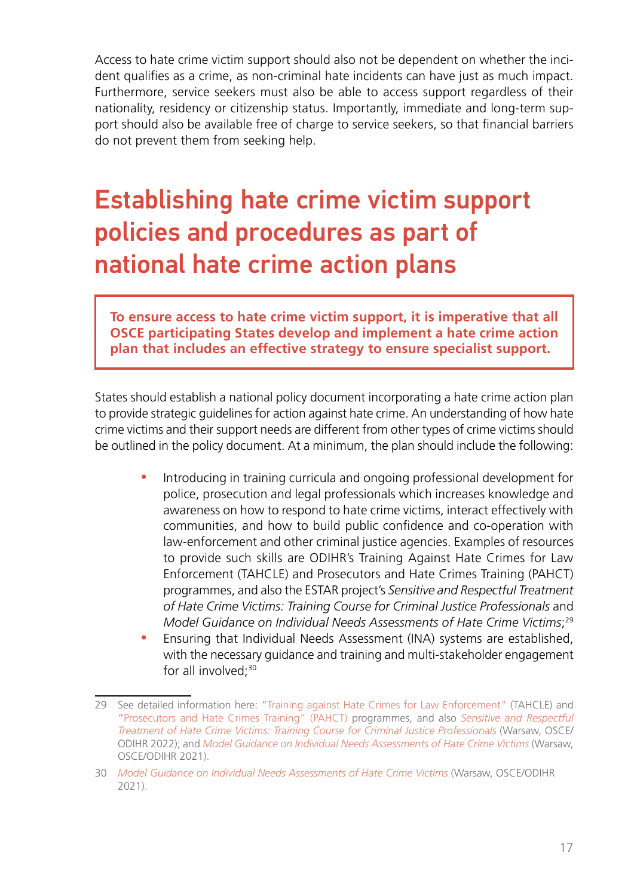Access to hate crime victim support should also not be dependent on whether the incident qualifies as a crime, as non-criminal hate incidents can have just as much impact. Furthermore, service seekers must also be able to access support regardless of their nationality, residency or citizenship status. Importantly, immediate and long-term support should also be available free of charge to service seekers, so that financial barriers do not prevent them from seeking help.

# Establishing hate crime victim support policies and procedures as part of national hate crime action plans

**To ensure access to hate crime victim support, it is imperative that all OSCE participating States develop and implement a hate crime action plan that includes an effective strategy to ensure specialist support.**

States should establish a national policy document incorporating a hate crime action plan to provide strategic guidelines for action against hate crime. An understanding of how hate crime victims and their support needs are different from other types of crime victims should be outlined in the policy document. At a minimum, the plan should include the following:

- Introducing in training curricula and ongoing professional development for police, prosecution and legal professionals which increases knowledge and awareness on how to respond to hate crime victims, interact effectively with communities, and how to build public confidence and co-operation with law-enforcement and other criminal justice agencies. Examples of resources to provide such skills are ODIHR's Training Against Hate Crimes for Law Enforcement (TAHCLE) and Prosecutors and Hate Crimes Training (PAHCT) programmes, and also the ESTAR project's *Sensitive and Respectful Treatment of Hate Crime Victims: Training Course for Criminal Justice Professionals* and *Model Guidance on Individual Needs Assessments of Hate Crime Victims*;[29]
- Ensuring that Individual Needs Assessment (INA) systems are established, with the necessary guidance and training and multi-stakeholder engagement for all involved;[30]

---

29 See detailed information here: "Training against Hate Crimes for Law Enforcement" (TAHCLE) and "Prosecutors and Hate Crimes Training" (PAHCT) programmes, and also *Sensitive and Respectful Treatment of Hate Crime Victims: Training Course for Criminal Justice Professionals* (Warsaw, OSCE/ODIHR 2022); and *Model Guidance on Individual Needs Assessments of Hate Crime Victims* (Warsaw, OSCE/ODIHR 2021).

30 *Model Guidance on Individual Needs Assessments of Hate Crime Victims* (Warsaw, OSCE/ODIHR 2021).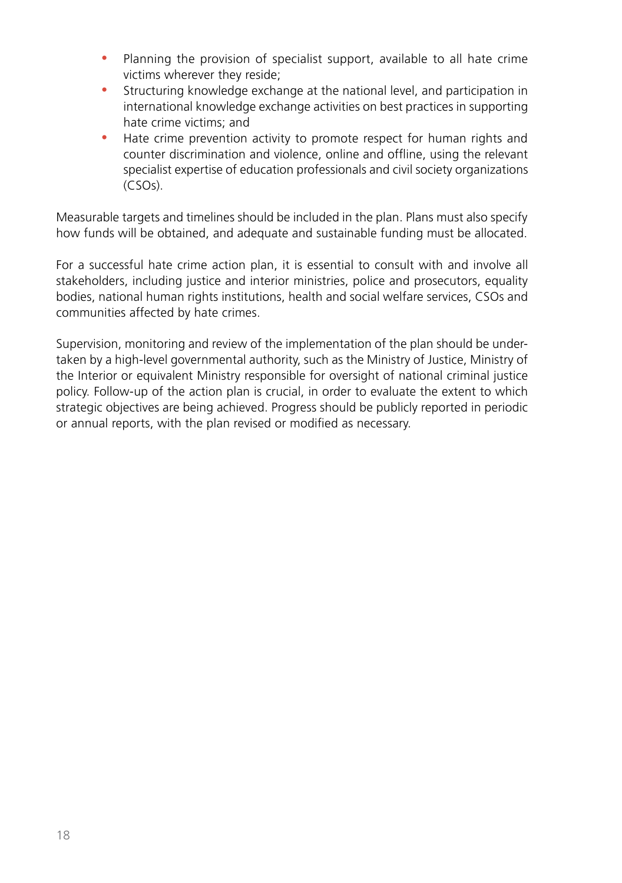- Planning the provision of specialist support, available to all hate crime victims wherever they reside;
- Structuring knowledge exchange at the national level, and participation in international knowledge exchange activities on best practices in supporting hate crime victims; and
- Hate crime prevention activity to promote respect for human rights and counter discrimination and violence, online and offline, using the relevant specialist expertise of education professionals and civil society organizations (CSOs).

Measurable targets and timelines should be included in the plan. Plans must also specify how funds will be obtained, and adequate and sustainable funding must be allocated.

For a successful hate crime action plan, it is essential to consult with and involve all stakeholders, including justice and interior ministries, police and prosecutors, equality bodies, national human rights institutions, health and social welfare services, CSOs and communities affected by hate crimes.

Supervision, monitoring and review of the implementation of the plan should be undertaken by a high-level governmental authority, such as the Ministry of Justice, Ministry of the Interior or equivalent Ministry responsible for oversight of national criminal justice policy. Follow-up of the action plan is crucial, in order to evaluate the extent to which strategic objectives are being achieved. Progress should be publicly reported in periodic or annual reports, with the plan revised or modified as necessary.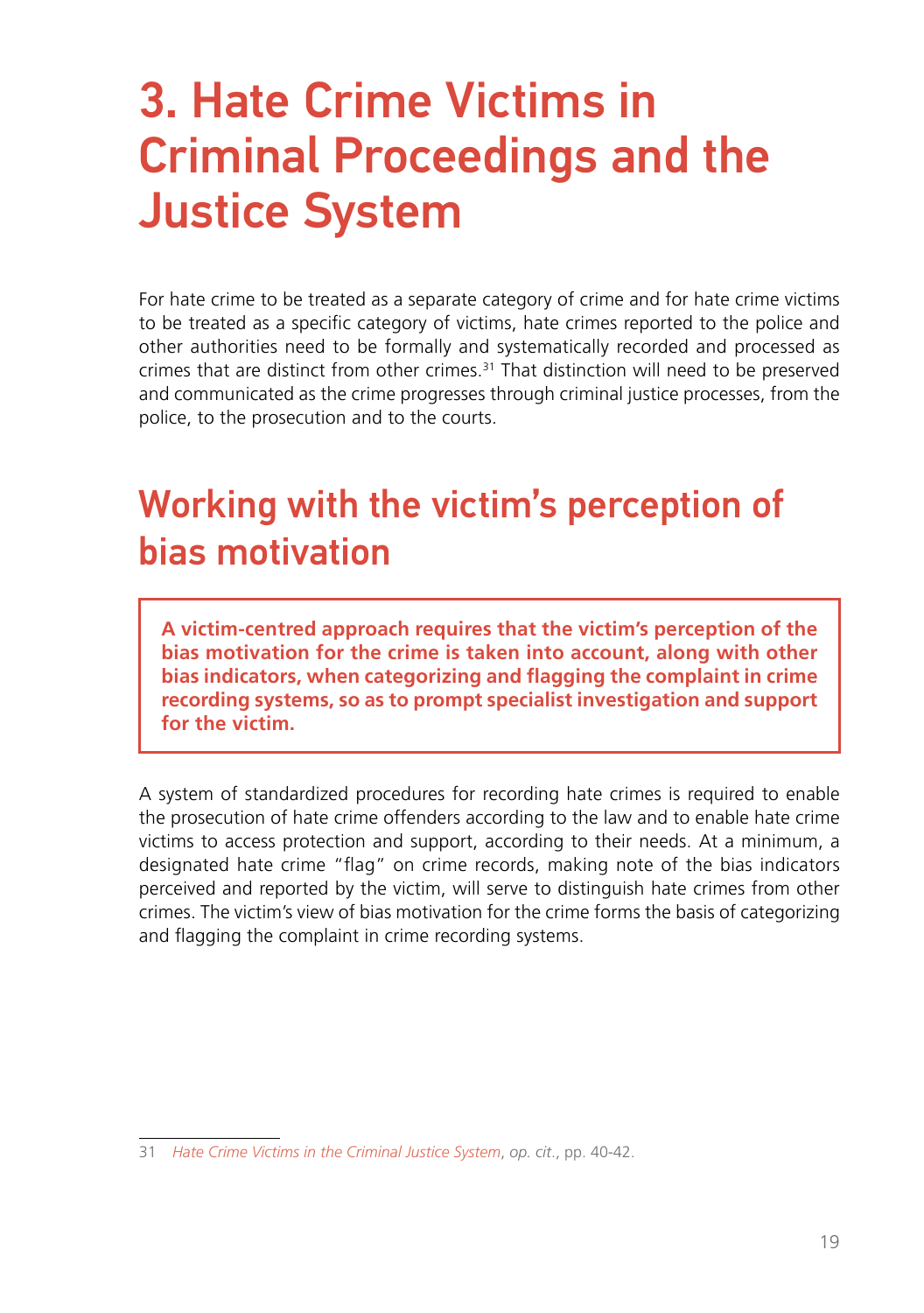# 3. Hate Crime Victims in Criminal Proceedings and the Justice System

For hate crime to be treated as a separate category of crime and for hate crime victims to be treated as a specific category of victims, hate crimes reported to the police and other authorities need to be formally and systematically recorded and processed as crimes that are distinct from other crimes.[31] That distinction will need to be preserved and communicated as the crime progresses through criminal justice processes, from the police, to the prosecution and to the courts.

## Working with the victim's perception of bias motivation

**A victim-centred approach requires that the victim's perception of the bias motivation for the crime is taken into account, along with other bias indicators, when categorizing and flagging the complaint in crime recording systems, so as to prompt specialist investigation and support for the victim.**

A system of standardized procedures for recording hate crimes is required to enable the prosecution of hate crime offenders according to the law and to enable hate crime victims to access protection and support, according to their needs. At a minimum, a designated hate crime "flag" on crime records, making note of the bias indicators perceived and reported by the victim, will serve to distinguish hate crimes from other crimes. The victim's view of bias motivation for the crime forms the basis of categorizing and flagging the complaint in crime recording systems.

---

31 *Hate Crime Victims in the Criminal Justice System*, *op. cit.*, pp. 40-42.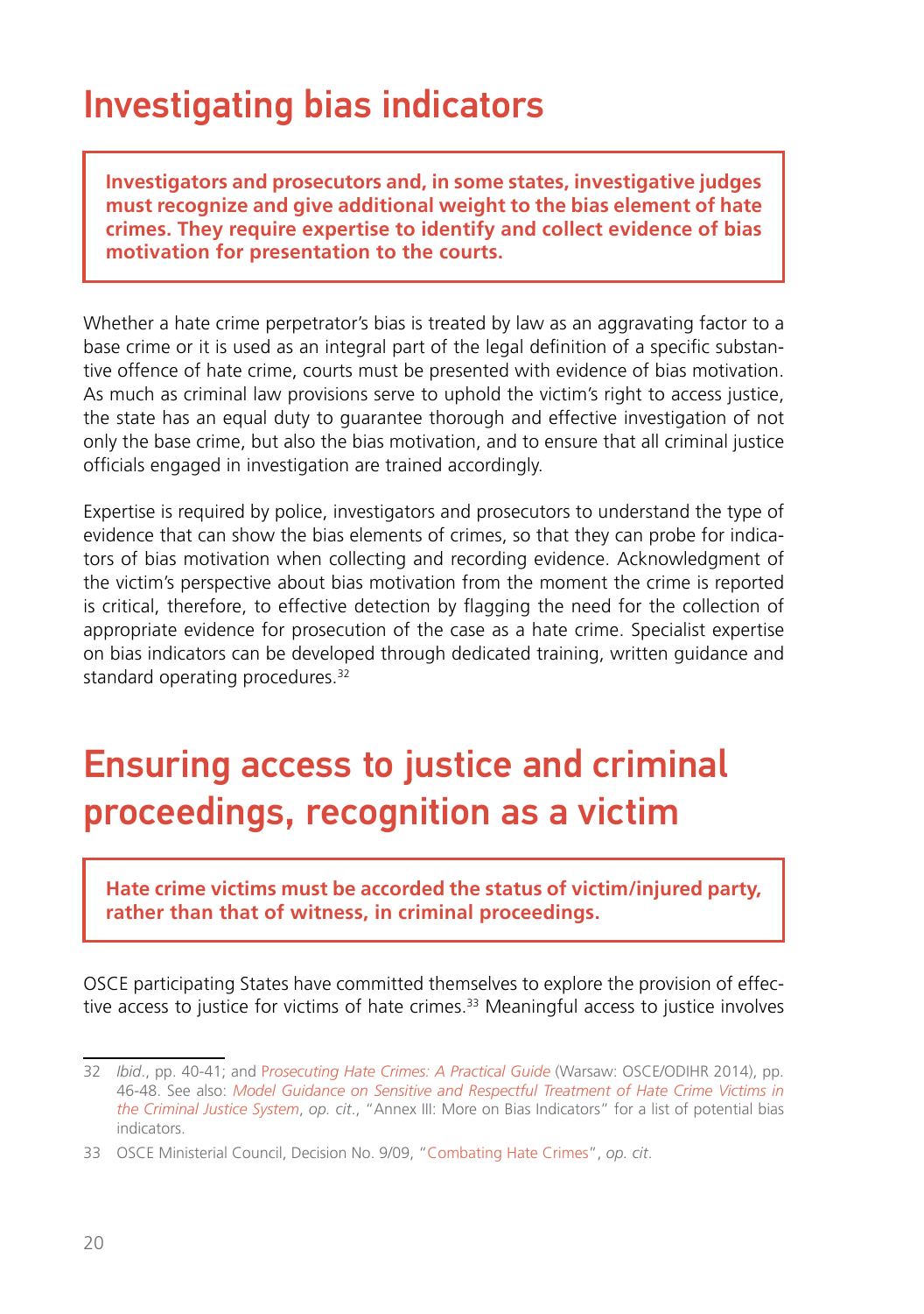# Investigating bias indicators

**Investigators and prosecutors and, in some states, investigative judges must recognize and give additional weight to the bias element of hate crimes. They require expertise to identify and collect evidence of bias motivation for presentation to the courts.**

Whether a hate crime perpetrator's bias is treated by law as an aggravating factor to a base crime or it is used as an integral part of the legal definition of a specific substantive offence of hate crime, courts must be presented with evidence of bias motivation. As much as criminal law provisions serve to uphold the victim's right to access justice, the state has an equal duty to guarantee thorough and effective investigation of not only the base crime, but also the bias motivation, and to ensure that all criminal justice officials engaged in investigation are trained accordingly.

Expertise is required by police, investigators and prosecutors to understand the type of evidence that can show the bias elements of crimes, so that they can probe for indicators of bias motivation when collecting and recording evidence. Acknowledgment of the victim's perspective about bias motivation from the moment the crime is reported is critical, therefore, to effective detection by flagging the need for the collection of appropriate evidence for prosecution of the case as a hate crime. Specialist expertise on bias indicators can be developed through dedicated training, written guidance and standard operating procedures.[32]

# Ensuring access to justice and criminal proceedings, recognition as a victim

**Hate crime victims must be accorded the status of victim/injured party, rather than that of witness, in criminal proceedings.**

OSCE participating States have committed themselves to explore the provision of effective access to justice for victims of hate crimes.[33] Meaningful access to justice involves

---

32 *Ibid*., pp. 40-41; and *Prosecuting Hate Crimes: A Practical Guide* (Warsaw: OSCE/ODIHR 2014), pp. 46-48. See also: *Model Guidance on Sensitive and Respectful Treatment of Hate Crime Victims in the Criminal Justice System*, *op. cit*., "Annex III: More on Bias Indicators" for a list of potential bias indicators.

33 OSCE Ministerial Council, Decision No. 9/09, "Combating Hate Crimes", *op. cit*.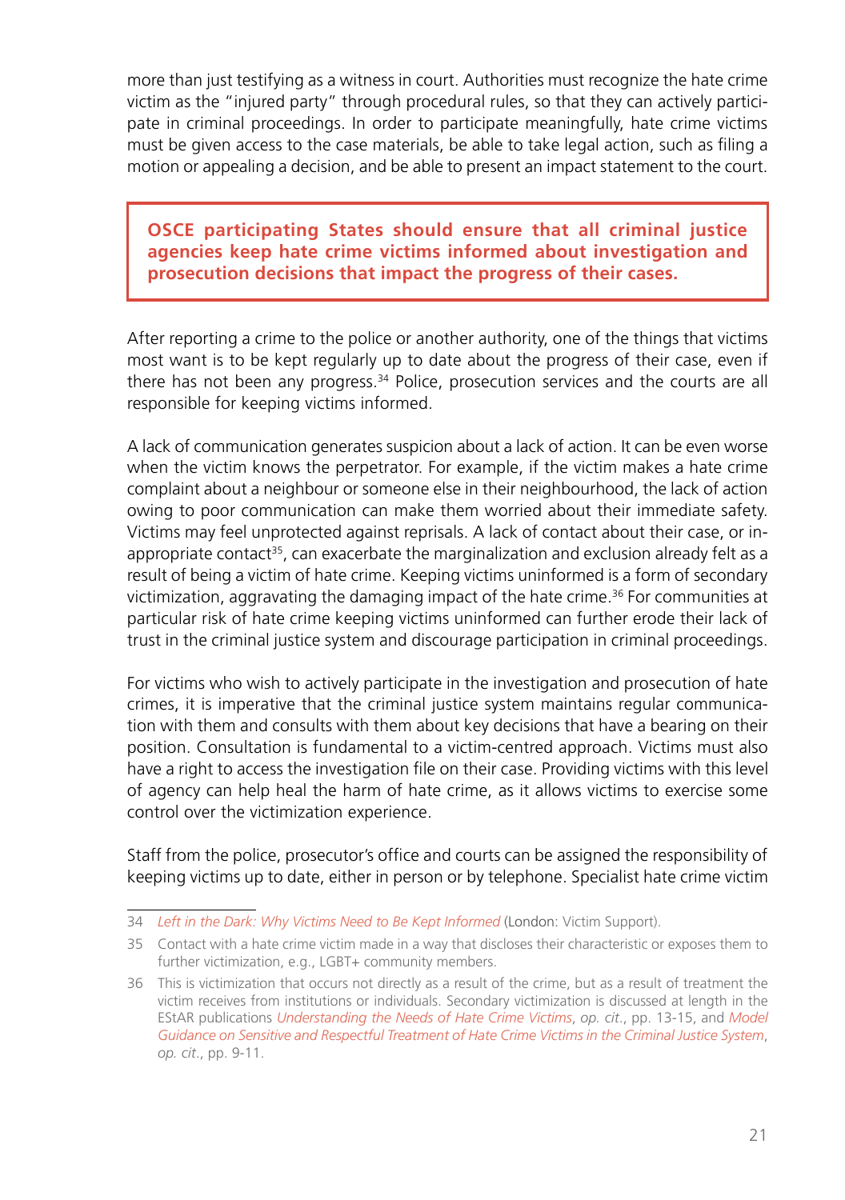more than just testifying as a witness in court. Authorities must recognize the hate crime victim as the "injured party" through procedural rules, so that they can actively participate in criminal proceedings. In order to participate meaningfully, hate crime victims must be given access to the case materials, be able to take legal action, such as filing a motion or appealing a decision, and be able to present an impact statement to the court.

> **OSCE participating States should ensure that all criminal justice agencies keep hate crime victims informed about investigation and prosecution decisions that impact the progress of their cases.**

After reporting a crime to the police or another authority, one of the things that victims most want is to be kept regularly up to date about the progress of their case, even if there has not been any progress.[34] Police, prosecution services and the courts are all responsible for keeping victims informed.

A lack of communication generates suspicion about a lack of action. It can be even worse when the victim knows the perpetrator. For example, if the victim makes a hate crime complaint about a neighbour or someone else in their neighbourhood, the lack of action owing to poor communication can make them worried about their immediate safety. Victims may feel unprotected against reprisals. A lack of contact about their case, or inappropriate contact[35], can exacerbate the marginalization and exclusion already felt as a result of being a victim of hate crime. Keeping victims uninformed is a form of secondary victimization, aggravating the damaging impact of the hate crime.[36] For communities at particular risk of hate crime keeping victims uninformed can further erode their lack of trust in the criminal justice system and discourage participation in criminal proceedings.

For victims who wish to actively participate in the investigation and prosecution of hate crimes, it is imperative that the criminal justice system maintains regular communication with them and consults with them about key decisions that have a bearing on their position. Consultation is fundamental to a victim-centred approach. Victims must also have a right to access the investigation file on their case. Providing victims with this level of agency can help heal the harm of hate crime, as it allows victims to exercise some control over the victimization experience.

Staff from the police, prosecutor's office and courts can be assigned the responsibility of keeping victims up to date, either in person or by telephone. Specialist hate crime victim

---

34 *Left in the Dark: Why Victims Need to Be Kept Informed* (London: Victim Support).

35 Contact with a hate crime victim made in a way that discloses their characteristic or exposes them to further victimization, e.g., LGBT+ community members.

36 This is victimization that occurs not directly as a result of the crime, but as a result of treatment the victim receives from institutions or individuals. Secondary victimization is discussed at length in the EStAR publications *Understanding the Needs of Hate Crime Victims*, *op. cit.*, pp. 13-15, and *Model Guidance on Sensitive and Respectful Treatment of Hate Crime Victims in the Criminal Justice System*, *op. cit.*, pp. 9-11.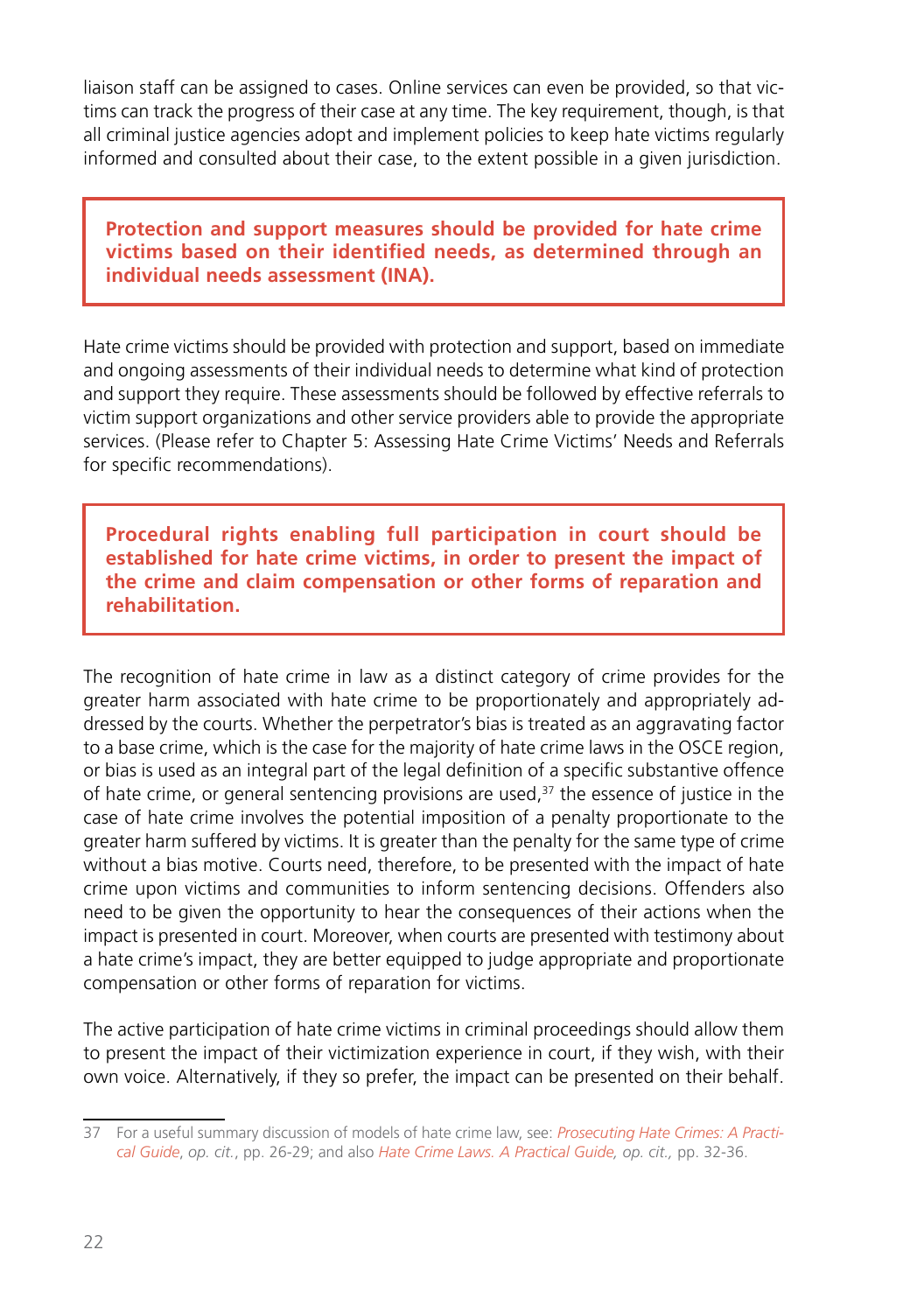liaison staff can be assigned to cases. Online services can even be provided, so that victims can track the progress of their case at any time. The key requirement, though, is that all criminal justice agencies adopt and implement policies to keep hate victims regularly informed and consulted about their case, to the extent possible in a given jurisdiction.

> **Protection and support measures should be provided for hate crime victims based on their identified needs, as determined through an individual needs assessment (INA).**

Hate crime victims should be provided with protection and support, based on immediate and ongoing assessments of their individual needs to determine what kind of protection and support they require. These assessments should be followed by effective referrals to victim support organizations and other service providers able to provide the appropriate services. (Please refer to Chapter 5: Assessing Hate Crime Victims' Needs and Referrals for specific recommendations).

> **Procedural rights enabling full participation in court should be established for hate crime victims, in order to present the impact of the crime and claim compensation or other forms of reparation and rehabilitation.**

The recognition of hate crime in law as a distinct category of crime provides for the greater harm associated with hate crime to be proportionately and appropriately addressed by the courts. Whether the perpetrator's bias is treated as an aggravating factor to a base crime, which is the case for the majority of hate crime laws in the OSCE region, or bias is used as an integral part of the legal definition of a specific substantive offence of hate crime, or general sentencing provisions are used,[37] the essence of justice in the case of hate crime involves the potential imposition of a penalty proportionate to the greater harm suffered by victims. It is greater than the penalty for the same type of crime without a bias motive. Courts need, therefore, to be presented with the impact of hate crime upon victims and communities to inform sentencing decisions. Offenders also need to be given the opportunity to hear the consequences of their actions when the impact is presented in court. Moreover, when courts are presented with testimony about a hate crime's impact, they are better equipped to judge appropriate and proportionate compensation or other forms of reparation for victims.

The active participation of hate crime victims in criminal proceedings should allow them to present the impact of their victimization experience in court, if they wish, with their own voice. Alternatively, if they so prefer, the impact can be presented on their behalf.

---

37 For a useful summary discussion of models of hate crime law, see: *Prosecuting Hate Crimes: A Practical Guide*, *op. cit.*, pp. 26-29; and also *Hate Crime Laws. A Practical Guide, op. cit.,* pp. 32-36.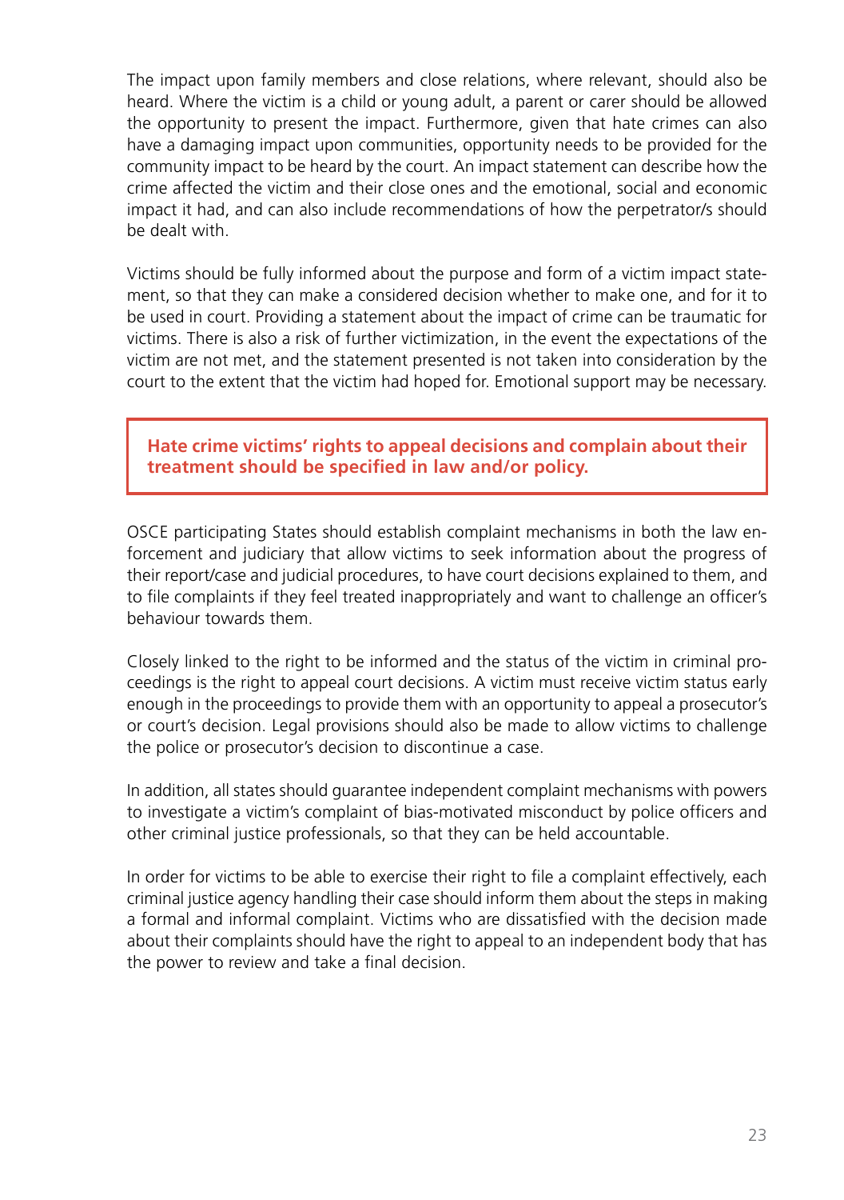The impact upon family members and close relations, where relevant, should also be heard. Where the victim is a child or young adult, a parent or carer should be allowed the opportunity to present the impact. Furthermore, given that hate crimes can also have a damaging impact upon communities, opportunity needs to be provided for the community impact to be heard by the court. An impact statement can describe how the crime affected the victim and their close ones and the emotional, social and economic impact it had, and can also include recommendations of how the perpetrator/s should be dealt with.

Victims should be fully informed about the purpose and form of a victim impact statement, so that they can make a considered decision whether to make one, and for it to be used in court. Providing a statement about the impact of crime can be traumatic for victims. There is also a risk of further victimization, in the event the expectations of the victim are not met, and the statement presented is not taken into consideration by the court to the extent that the victim had hoped for. Emotional support may be necessary.

**Hate crime victims' rights to appeal decisions and complain about their treatment should be specified in law and/or policy.**

OSCE participating States should establish complaint mechanisms in both the law enforcement and judiciary that allow victims to seek information about the progress of their report/case and judicial procedures, to have court decisions explained to them, and to file complaints if they feel treated inappropriately and want to challenge an officer's behaviour towards them.

Closely linked to the right to be informed and the status of the victim in criminal proceedings is the right to appeal court decisions. A victim must receive victim status early enough in the proceedings to provide them with an opportunity to appeal a prosecutor's or court's decision. Legal provisions should also be made to allow victims to challenge the police or prosecutor's decision to discontinue a case.

In addition, all states should guarantee independent complaint mechanisms with powers to investigate a victim's complaint of bias-motivated misconduct by police officers and other criminal justice professionals, so that they can be held accountable.

In order for victims to be able to exercise their right to file a complaint effectively, each criminal justice agency handling their case should inform them about the steps in making a formal and informal complaint. Victims who are dissatisfied with the decision made about their complaints should have the right to appeal to an independent body that has the power to review and take a final decision.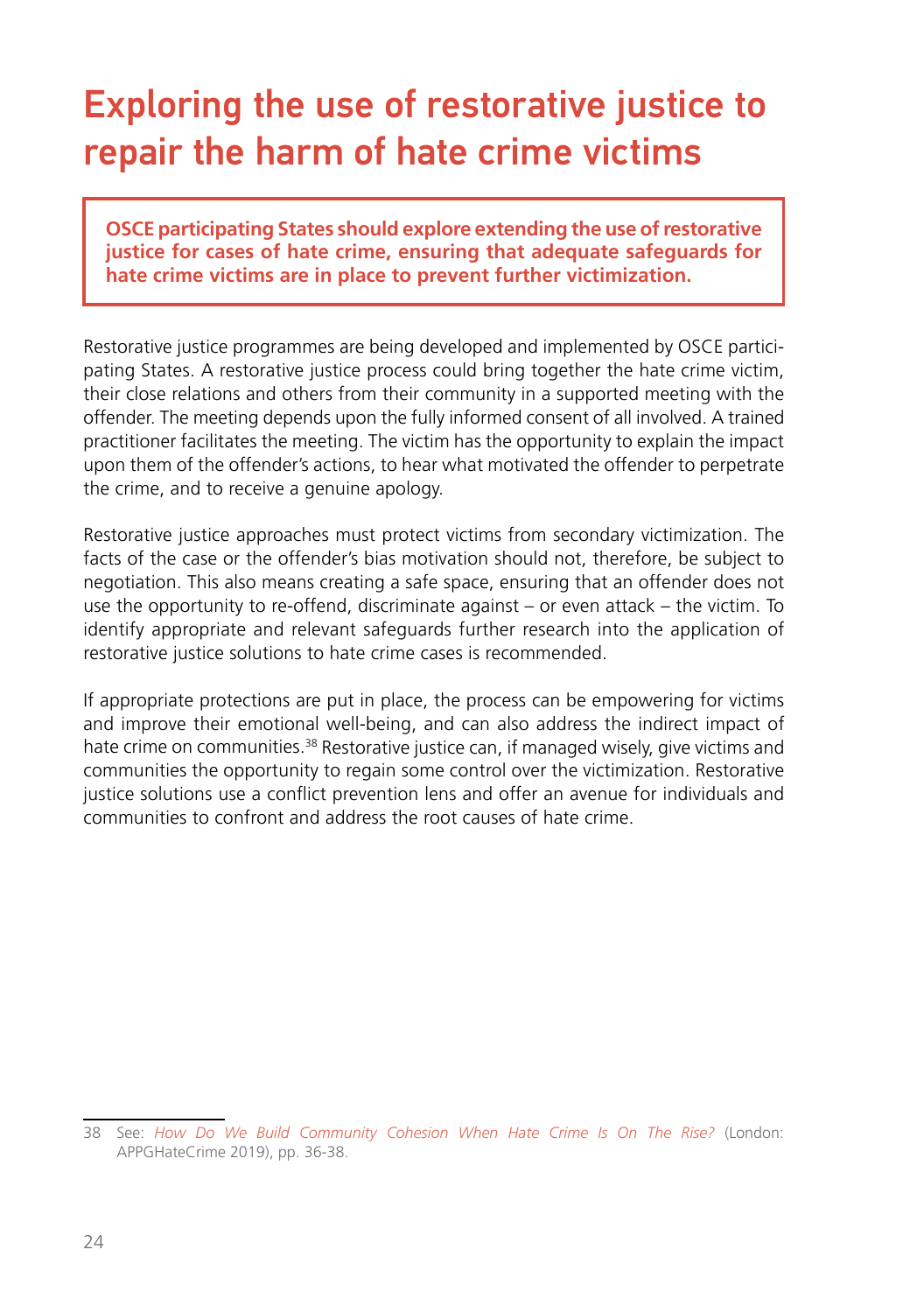# Exploring the use of restorative justice to repair the harm of hate crime victims

**OSCE participating States should explore extending the use of restorative justice for cases of hate crime, ensuring that adequate safeguards for hate crime victims are in place to prevent further victimization.**

Restorative justice programmes are being developed and implemented by OSCE participating States. A restorative justice process could bring together the hate crime victim, their close relations and others from their community in a supported meeting with the offender. The meeting depends upon the fully informed consent of all involved. A trained practitioner facilitates the meeting. The victim has the opportunity to explain the impact upon them of the offender's actions, to hear what motivated the offender to perpetrate the crime, and to receive a genuine apology.

Restorative justice approaches must protect victims from secondary victimization. The facts of the case or the offender's bias motivation should not, therefore, be subject to negotiation. This also means creating a safe space, ensuring that an offender does not use the opportunity to re-offend, discriminate against – or even attack – the victim. To identify appropriate and relevant safeguards further research into the application of restorative justice solutions to hate crime cases is recommended.

If appropriate protections are put in place, the process can be empowering for victims and improve their emotional well-being, and can also address the indirect impact of hate crime on communities.[38] Restorative justice can, if managed wisely, give victims and communities the opportunity to regain some control over the victimization. Restorative justice solutions use a conflict prevention lens and offer an avenue for individuals and communities to confront and address the root causes of hate crime.

38 See: *How Do We Build Community Cohesion When Hate Crime Is On The Rise?* (London: APPGHateCrime 2019), pp. 36-38.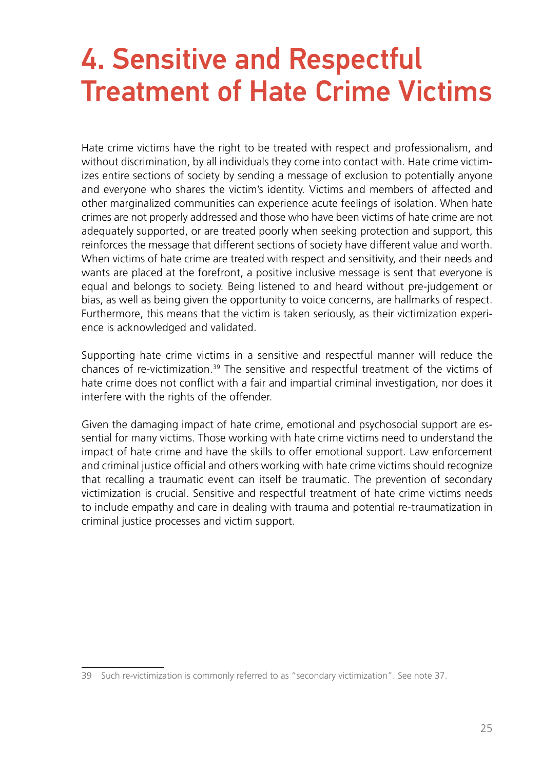# 4. Sensitive and Respectful Treatment of Hate Crime Victims

Hate crime victims have the right to be treated with respect and professionalism, and without discrimination, by all individuals they come into contact with. Hate crime victimizes entire sections of society by sending a message of exclusion to potentially anyone and everyone who shares the victim's identity. Victims and members of affected and other marginalized communities can experience acute feelings of isolation. When hate crimes are not properly addressed and those who have been victims of hate crime are not adequately supported, or are treated poorly when seeking protection and support, this reinforces the message that different sections of society have different value and worth. When victims of hate crime are treated with respect and sensitivity, and their needs and wants are placed at the forefront, a positive inclusive message is sent that everyone is equal and belongs to society. Being listened to and heard without pre-judgement or bias, as well as being given the opportunity to voice concerns, are hallmarks of respect. Furthermore, this means that the victim is taken seriously, as their victimization experience is acknowledged and validated.

Supporting hate crime victims in a sensitive and respectful manner will reduce the chances of re-victimization.[39] The sensitive and respectful treatment of the victims of hate crime does not conflict with a fair and impartial criminal investigation, nor does it interfere with the rights of the offender.

Given the damaging impact of hate crime, emotional and psychosocial support are essential for many victims. Those working with hate crime victims need to understand the impact of hate crime and have the skills to offer emotional support. Law enforcement and criminal justice official and others working with hate crime victims should recognize that recalling a traumatic event can itself be traumatic. The prevention of secondary victimization is crucial. Sensitive and respectful treatment of hate crime victims needs to include empathy and care in dealing with trauma and potential re-traumatization in criminal justice processes and victim support.

---

39 Such re-victimization is commonly referred to as "secondary victimization". See note 37.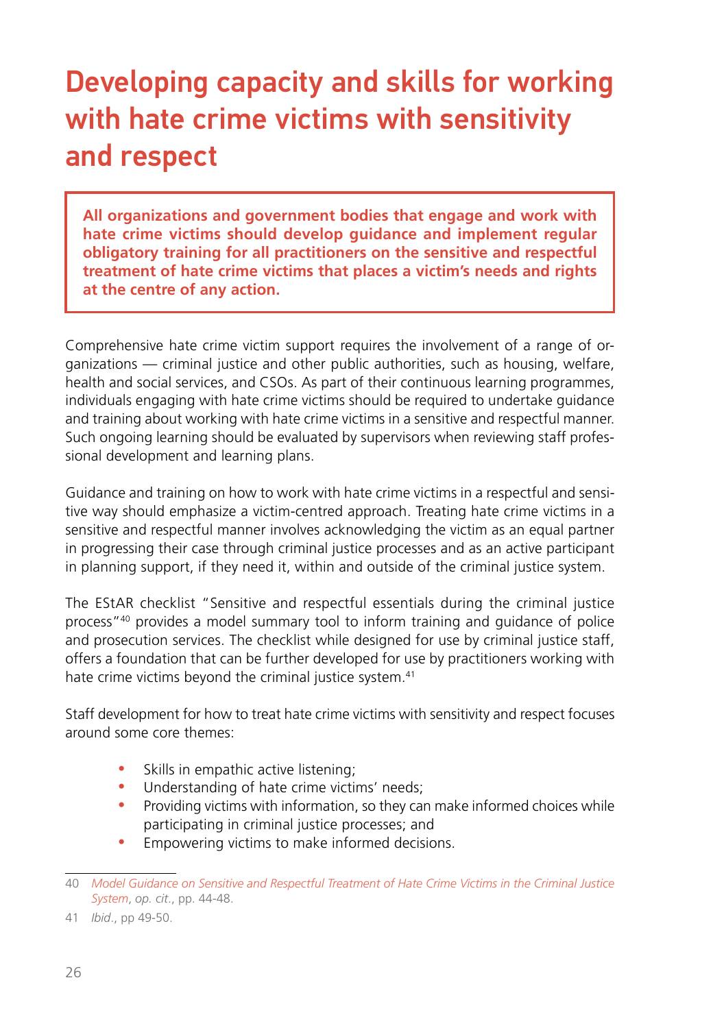# Developing capacity and skills for working with hate crime victims with sensitivity and respect

> **All organizations and government bodies that engage and work with hate crime victims should develop guidance and implement regular obligatory training for all practitioners on the sensitive and respectful treatment of hate crime victims that places a victim's needs and rights at the centre of any action.**

Comprehensive hate crime victim support requires the involvement of a range of organizations — criminal justice and other public authorities, such as housing, welfare, health and social services, and CSOs. As part of their continuous learning programmes, individuals engaging with hate crime victims should be required to undertake guidance and training about working with hate crime victims in a sensitive and respectful manner. Such ongoing learning should be evaluated by supervisors when reviewing staff professional development and learning plans.

Guidance and training on how to work with hate crime victims in a respectful and sensitive way should emphasize a victim-centred approach. Treating hate crime victims in a sensitive and respectful manner involves acknowledging the victim as an equal partner in progressing their case through criminal justice processes and as an active participant in planning support, if they need it, within and outside of the criminal justice system.

The EStAR checklist "Sensitive and respectful essentials during the criminal justice process"[40] provides a model summary tool to inform training and guidance of police and prosecution services. The checklist while designed for use by criminal justice staff, offers a foundation that can be further developed for use by practitioners working with hate crime victims beyond the criminal justice system.[41]

Staff development for how to treat hate crime victims with sensitivity and respect focuses around some core themes:

- Skills in empathic active listening;
- Understanding of hate crime victims' needs;
- Providing victims with information, so they can make informed choices while participating in criminal justice processes; and
- Empowering victims to make informed decisions.

---

40 *Model Guidance on Sensitive and Respectful Treatment of Hate Crime Victims in the Criminal Justice System*, *op. cit.*, pp. 44-48.

41 *Ibid.*, pp 49-50.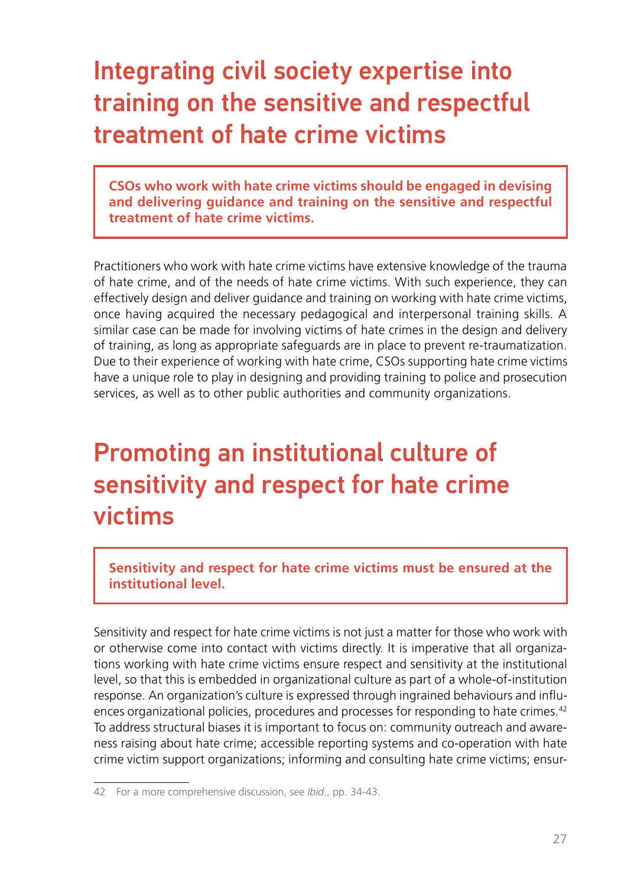# Integrating civil society expertise into training on the sensitive and respectful treatment of hate crime victims

> **CSOs who work with hate crime victims should be engaged in devising and delivering guidance and training on the sensitive and respectful treatment of hate crime victims.**

Practitioners who work with hate crime victims have extensive knowledge of the trauma of hate crime, and of the needs of hate crime victims. With such experience, they can effectively design and deliver guidance and training on working with hate crime victims, once having acquired the necessary pedagogical and interpersonal training skills. A similar case can be made for involving victims of hate crimes in the design and delivery of training, as long as appropriate safeguards are in place to prevent re-traumatization. Due to their experience of working with hate crime, CSOs supporting hate crime victims have a unique role to play in designing and providing training to police and prosecution services, as well as to other public authorities and community organizations.

# Promoting an institutional culture of sensitivity and respect for hate crime victims

> **Sensitivity and respect for hate crime victims must be ensured at the institutional level.**

Sensitivity and respect for hate crime victims is not just a matter for those who work with or otherwise come into contact with victims directly. It is imperative that all organizations working with hate crime victims ensure respect and sensitivity at the institutional level, so that this is embedded in organizational culture as part of a whole-of-institution response. An organization's culture is expressed through ingrained behaviours and influences organizational policies, procedures and processes for responding to hate crimes.[42] To address structural biases it is important to focus on: community outreach and awareness raising about hate crime; accessible reporting systems and co-operation with hate crime victim support organizations; informing and consulting hate crime victims; ensur-

---

42 For a more comprehensive discussion, see *Ibid*., pp. 34-43.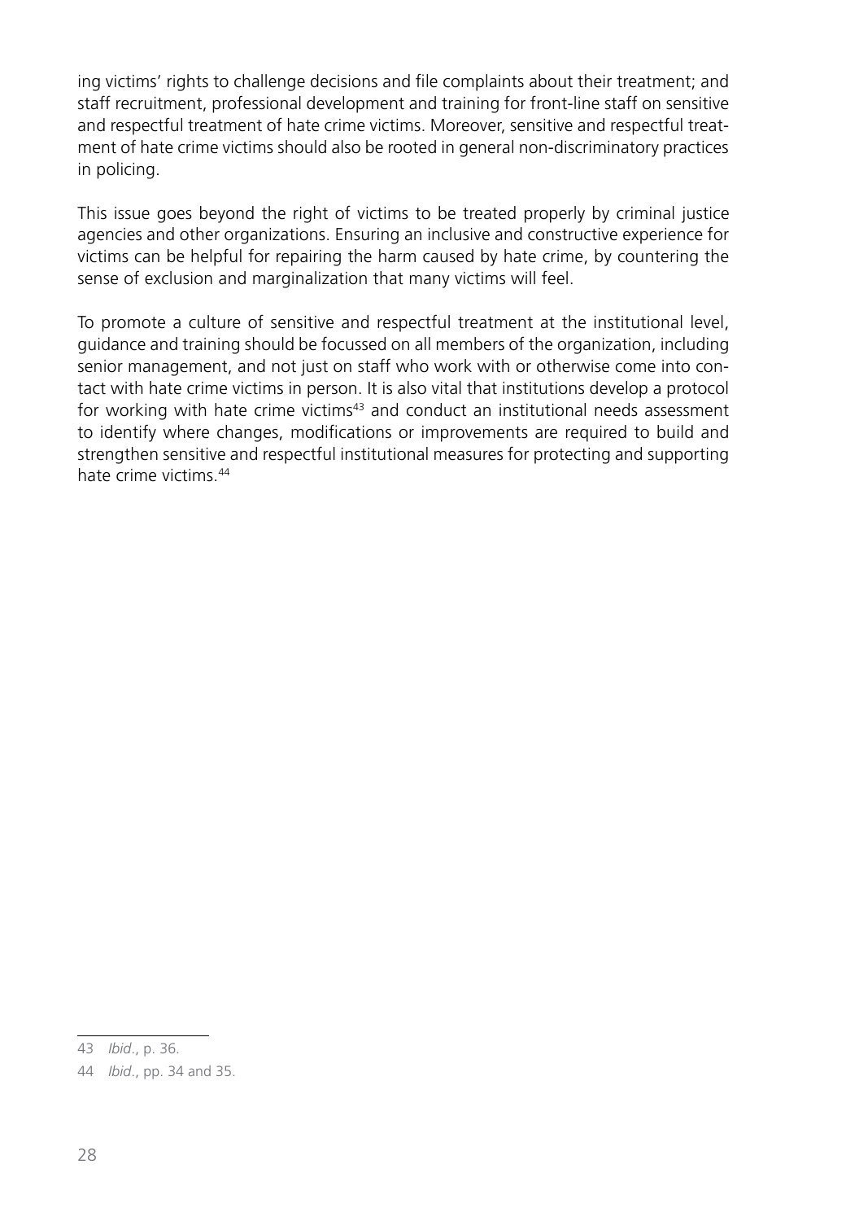ing victims' rights to challenge decisions and file complaints about their treatment; and staff recruitment, professional development and training for front-line staff on sensitive and respectful treatment of hate crime victims. Moreover, sensitive and respectful treatment of hate crime victims should also be rooted in general non-discriminatory practices in policing.

This issue goes beyond the right of victims to be treated properly by criminal justice agencies and other organizations. Ensuring an inclusive and constructive experience for victims can be helpful for repairing the harm caused by hate crime, by countering the sense of exclusion and marginalization that many victims will feel.

To promote a culture of sensitive and respectful treatment at the institutional level, guidance and training should be focussed on all members of the organization, including senior management, and not just on staff who work with or otherwise come into contact with hate crime victims in person. It is also vital that institutions develop a protocol for working with hate crime victims[43] and conduct an institutional needs assessment to identify where changes, modifications or improvements are required to build and strengthen sensitive and respectful institutional measures for protecting and supporting hate crime victims.[44]

---

43 *Ibid*., p. 36.

44 *Ibid*., pp. 34 and 35.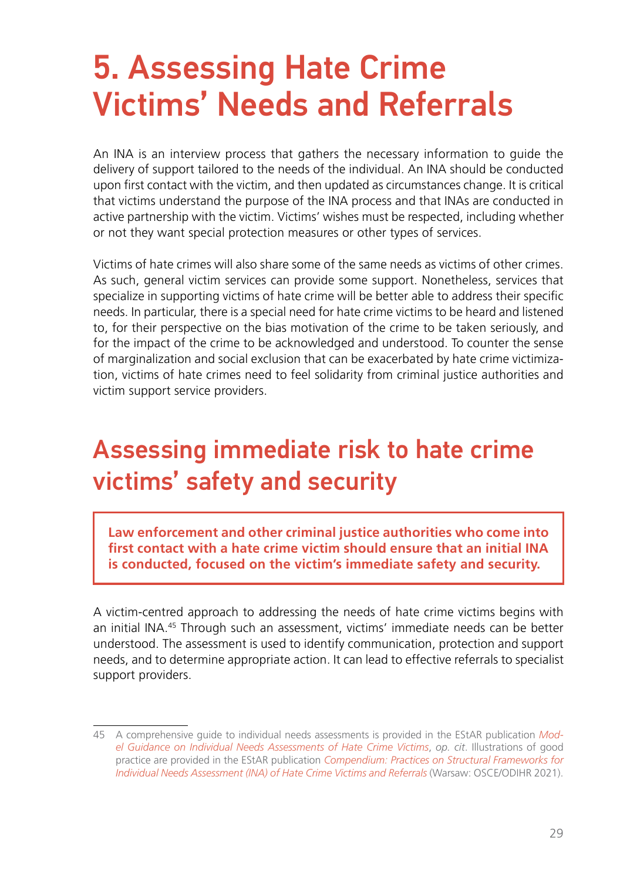# 5. Assessing Hate Crime Victims' Needs and Referrals

An INA is an interview process that gathers the necessary information to guide the delivery of support tailored to the needs of the individual. An INA should be conducted upon first contact with the victim, and then updated as circumstances change. It is critical that victims understand the purpose of the INA process and that INAs are conducted in active partnership with the victim. Victims' wishes must be respected, including whether or not they want special protection measures or other types of services.

Victims of hate crimes will also share some of the same needs as victims of other crimes. As such, general victim services can provide some support. Nonetheless, services that specialize in supporting victims of hate crime will be better able to address their specific needs. In particular, there is a special need for hate crime victims to be heard and listened to, for their perspective on the bias motivation of the crime to be taken seriously, and for the impact of the crime to be acknowledged and understood. To counter the sense of marginalization and social exclusion that can be exacerbated by hate crime victimization, victims of hate crimes need to feel solidarity from criminal justice authorities and victim support service providers.

## Assessing immediate risk to hate crime victims' safety and security

**Law enforcement and other criminal justice authorities who come into first contact with a hate crime victim should ensure that an initial INA is conducted, focused on the victim's immediate safety and security.**

A victim-centred approach to addressing the needs of hate crime victims begins with an initial INA.[45] Through such an assessment, victims' immediate needs can be better understood. The assessment is used to identify communication, protection and support needs, and to determine appropriate action. It can lead to effective referrals to specialist support providers.

---

45 A comprehensive guide to individual needs assessments is provided in the EStAR publication *Model Guidance on Individual Needs Assessments of Hate Crime Victims*, *op. cit*. Illustrations of good practice are provided in the EStAR publication *Compendium: Practices on Structural Frameworks for Individual Needs Assessment (INA) of Hate Crime Victims and Referrals* (Warsaw: OSCE/ODIHR 2021).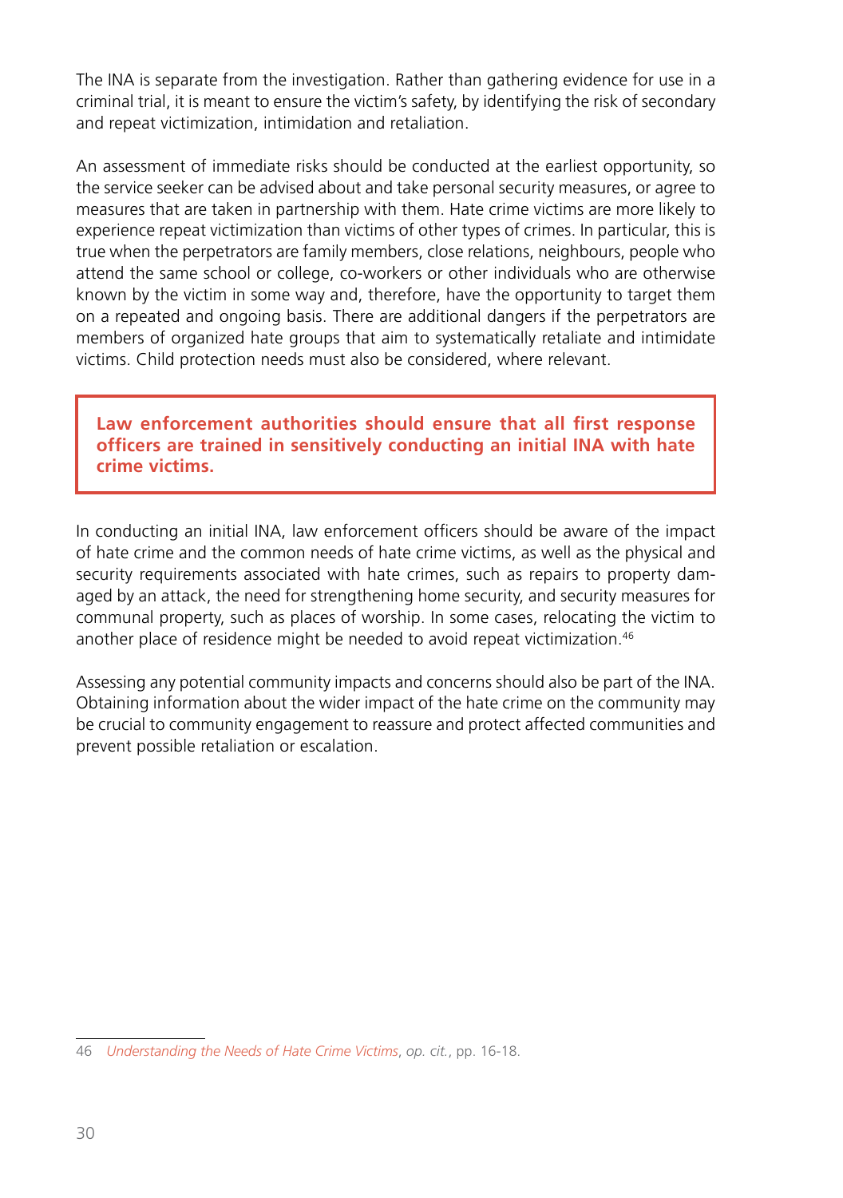The INA is separate from the investigation. Rather than gathering evidence for use in a criminal trial, it is meant to ensure the victim's safety, by identifying the risk of secondary and repeat victimization, intimidation and retaliation.

An assessment of immediate risks should be conducted at the earliest opportunity, so the service seeker can be advised about and take personal security measures, or agree to measures that are taken in partnership with them. Hate crime victims are more likely to experience repeat victimization than victims of other types of crimes. In particular, this is true when the perpetrators are family members, close relations, neighbours, people who attend the same school or college, co-workers or other individuals who are otherwise known by the victim in some way and, therefore, have the opportunity to target them on a repeated and ongoing basis. There are additional dangers if the perpetrators are members of organized hate groups that aim to systematically retaliate and intimidate victims. Child protection needs must also be considered, where relevant.

**Law enforcement authorities should ensure that all first response officers are trained in sensitively conducting an initial INA with hate crime victims.**

In conducting an initial INA, law enforcement officers should be aware of the impact of hate crime and the common needs of hate crime victims, as well as the physical and security requirements associated with hate crimes, such as repairs to property damaged by an attack, the need for strengthening home security, and security measures for communal property, such as places of worship. In some cases, relocating the victim to another place of residence might be needed to avoid repeat victimization.[46]

Assessing any potential community impacts and concerns should also be part of the INA. Obtaining information about the wider impact of the hate crime on the community may be crucial to community engagement to reassure and protect affected communities and prevent possible retaliation or escalation.

---

46 *Understanding the Needs of Hate Crime Victims*, *op. cit.*, pp. 16-18.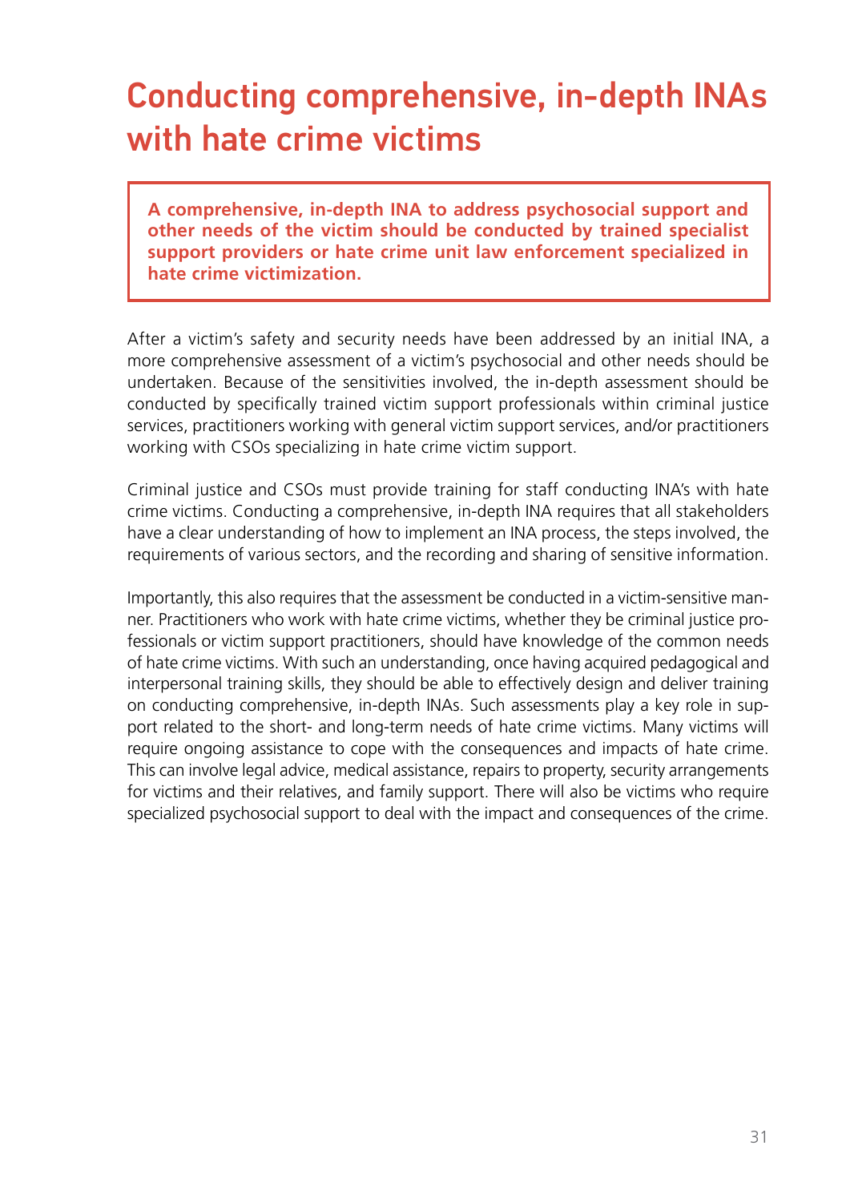# Conducting comprehensive, in-depth INAs with hate crime victims

**A comprehensive, in-depth INA to address psychosocial support and other needs of the victim should be conducted by trained specialist support providers or hate crime unit law enforcement specialized in hate crime victimization.**

After a victim's safety and security needs have been addressed by an initial INA, a more comprehensive assessment of a victim's psychosocial and other needs should be undertaken. Because of the sensitivities involved, the in-depth assessment should be conducted by specifically trained victim support professionals within criminal justice services, practitioners working with general victim support services, and/or practitioners working with CSOs specializing in hate crime victim support.

Criminal justice and CSOs must provide training for staff conducting INA's with hate crime victims. Conducting a comprehensive, in-depth INA requires that all stakeholders have a clear understanding of how to implement an INA process, the steps involved, the requirements of various sectors, and the recording and sharing of sensitive information.

Importantly, this also requires that the assessment be conducted in a victim-sensitive manner. Practitioners who work with hate crime victims, whether they be criminal justice professionals or victim support practitioners, should have knowledge of the common needs of hate crime victims. With such an understanding, once having acquired pedagogical and interpersonal training skills, they should be able to effectively design and deliver training on conducting comprehensive, in-depth INAs. Such assessments play a key role in support related to the short- and long-term needs of hate crime victims. Many victims will require ongoing assistance to cope with the consequences and impacts of hate crime. This can involve legal advice, medical assistance, repairs to property, security arrangements for victims and their relatives, and family support. There will also be victims who require specialized psychosocial support to deal with the impact and consequences of the crime.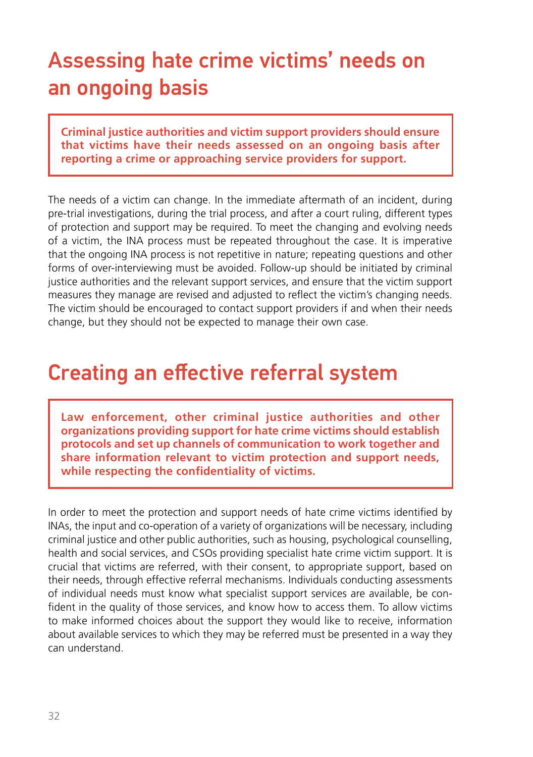## Assessing hate crime victims' needs on an ongoing basis

**Criminal justice authorities and victim support providers should ensure that victims have their needs assessed on an ongoing basis after reporting a crime or approaching service providers for support.**

The needs of a victim can change. In the immediate aftermath of an incident, during pre-trial investigations, during the trial process, and after a court ruling, different types of protection and support may be required. To meet the changing and evolving needs of a victim, the INA process must be repeated throughout the case. It is imperative that the ongoing INA process is not repetitive in nature; repeating questions and other forms of over-interviewing must be avoided. Follow-up should be initiated by criminal justice authorities and the relevant support services, and ensure that the victim support measures they manage are revised and adjusted to reflect the victim's changing needs. The victim should be encouraged to contact support providers if and when their needs change, but they should not be expected to manage their own case.

## Creating an effective referral system

**Law enforcement, other criminal justice authorities and other organizations providing support for hate crime victims should establish protocols and set up channels of communication to work together and share information relevant to victim protection and support needs, while respecting the confidentiality of victims.**

In order to meet the protection and support needs of hate crime victims identified by INAs, the input and co-operation of a variety of organizations will be necessary, including criminal justice and other public authorities, such as housing, psychological counselling, health and social services, and CSOs providing specialist hate crime victim support. It is crucial that victims are referred, with their consent, to appropriate support, based on their needs, through effective referral mechanisms. Individuals conducting assessments of individual needs must know what specialist support services are available, be confident in the quality of those services, and know how to access them. To allow victims to make informed choices about the support they would like to receive, information about available services to which they may be referred must be presented in a way they can understand.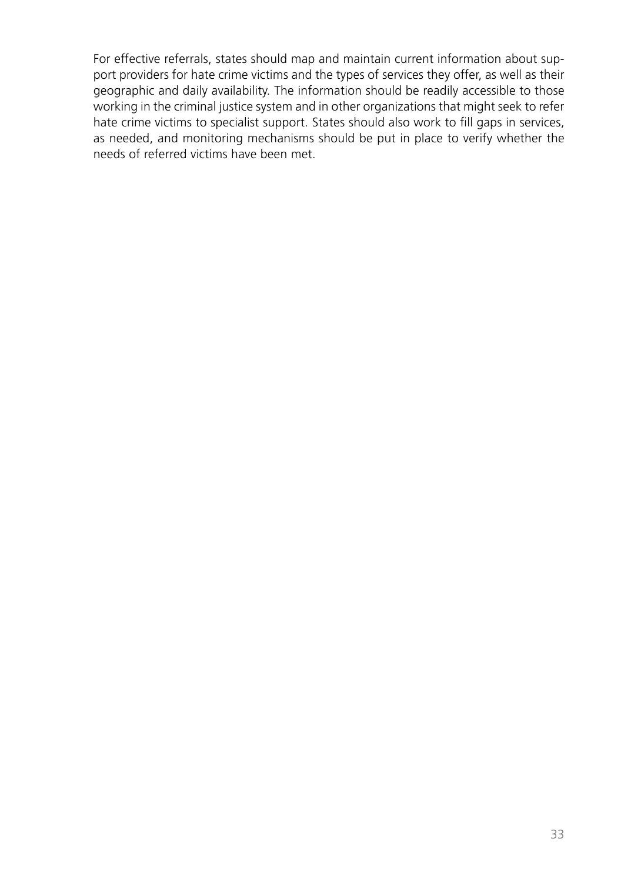For effective referrals, states should map and maintain current information about support providers for hate crime victims and the types of services they offer, as well as their geographic and daily availability. The information should be readily accessible to those working in the criminal justice system and in other organizations that might seek to refer hate crime victims to specialist support. States should also work to fill gaps in services, as needed, and monitoring mechanisms should be put in place to verify whether the needs of referred victims have been met.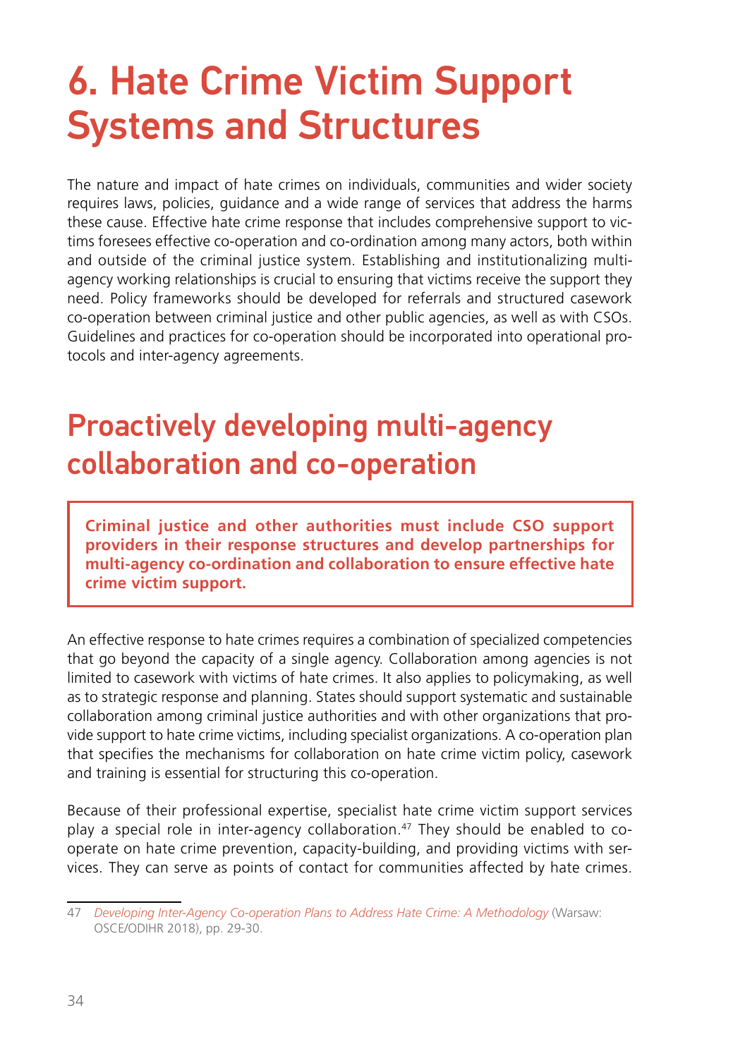# 6. Hate Crime Victim Support Systems and Structures

The nature and impact of hate crimes on individuals, communities and wider society requires laws, policies, guidance and a wide range of services that address the harms these cause. Effective hate crime response that includes comprehensive support to victims foresees effective co-operation and co-ordination among many actors, both within and outside of the criminal justice system. Establishing and institutionalizing multi-agency working relationships is crucial to ensuring that victims receive the support they need. Policy frameworks should be developed for referrals and structured casework co-operation between criminal justice and other public agencies, as well as with CSOs. Guidelines and practices for co-operation should be incorporated into operational protocols and inter-agency agreements.

## Proactively developing multi-agency collaboration and co-operation

**Criminal justice and other authorities must include CSO support providers in their response structures and develop partnerships for multi-agency co-ordination and collaboration to ensure effective hate crime victim support.**

An effective response to hate crimes requires a combination of specialized competencies that go beyond the capacity of a single agency. Collaboration among agencies is not limited to casework with victims of hate crimes. It also applies to policymaking, as well as to strategic response and planning. States should support systematic and sustainable collaboration among criminal justice authorities and with other organizations that provide support to hate crime victims, including specialist organizations. A co-operation plan that specifies the mechanisms for collaboration on hate crime victim policy, casework and training is essential for structuring this co-operation.

Because of their professional expertise, specialist hate crime victim support services play a special role in inter-agency collaboration.[47] They should be enabled to co-operate on hate crime prevention, capacity-building, and providing victims with services. They can serve as points of contact for communities affected by hate crimes.

47 *Developing Inter-Agency Co-operation Plans to Address Hate Crime: A Methodology* (Warsaw: OSCE/ODIHR 2018), pp. 29-30.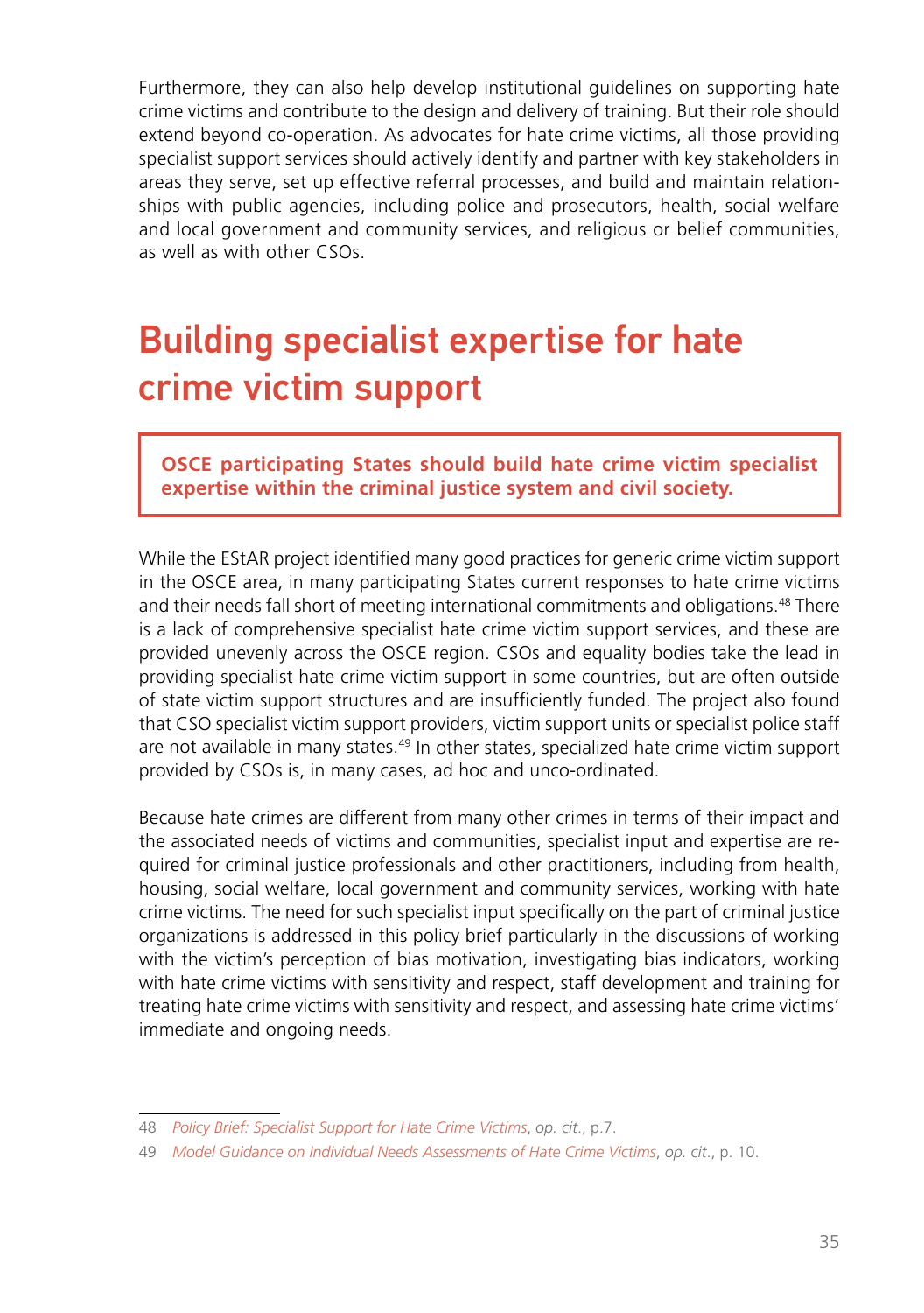Furthermore, they can also help develop institutional guidelines on supporting hate crime victims and contribute to the design and delivery of training. But their role should extend beyond co-operation. As advocates for hate crime victims, all those providing specialist support services should actively identify and partner with key stakeholders in areas they serve, set up effective referral processes, and build and maintain relationships with public agencies, including police and prosecutors, health, social welfare and local government and community services, and religious or belief communities, as well as with other CSOs.

## Building specialist expertise for hate crime victim support

> **OSCE participating States should build hate crime victim specialist expertise within the criminal justice system and civil society.**

While the EStAR project identified many good practices for generic crime victim support in the OSCE area, in many participating States current responses to hate crime victims and their needs fall short of meeting international commitments and obligations.[48] There is a lack of comprehensive specialist hate crime victim support services, and these are provided unevenly across the OSCE region. CSOs and equality bodies take the lead in providing specialist hate crime victim support in some countries, but are often outside of state victim support structures and are insufficiently funded. The project also found that CSO specialist victim support providers, victim support units or specialist police staff are not available in many states.[49] In other states, specialized hate crime victim support provided by CSOs is, in many cases, ad hoc and unco-ordinated.

Because hate crimes are different from many other crimes in terms of their impact and the associated needs of victims and communities, specialist input and expertise are required for criminal justice professionals and other practitioners, including from health, housing, social welfare, local government and community services, working with hate crime victims. The need for such specialist input specifically on the part of criminal justice organizations is addressed in this policy brief particularly in the discussions of working with the victim's perception of bias motivation, investigating bias indicators, working with hate crime victims with sensitivity and respect, staff development and training for treating hate crime victims with sensitivity and respect, and assessing hate crime victims' immediate and ongoing needs.

---

48 *Policy Brief: Specialist Support for Hate Crime Victims*, *op. cit*., p.7.

49 *Model Guidance on Individual Needs Assessments of Hate Crime Victims*, *op. cit*., p. 10.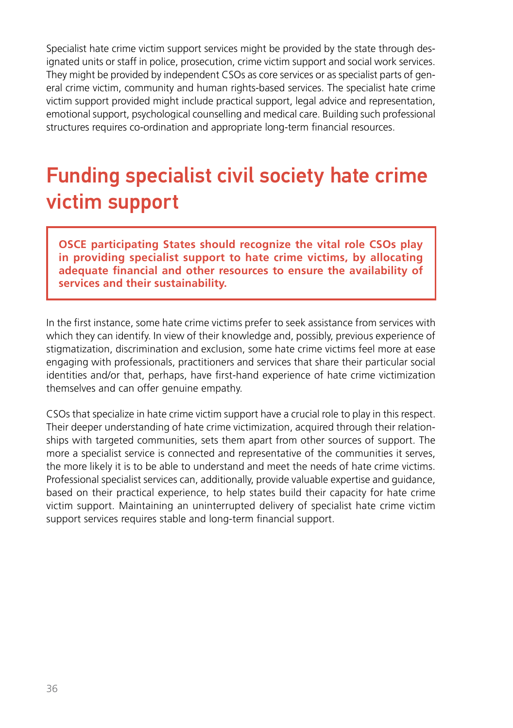Specialist hate crime victim support services might be provided by the state through designated units or staff in police, prosecution, crime victim support and social work services. They might be provided by independent CSOs as core services or as specialist parts of general crime victim, community and human rights-based services. The specialist hate crime victim support provided might include practical support, legal advice and representation, emotional support, psychological counselling and medical care. Building such professional structures requires co-ordination and appropriate long-term financial resources.

## Funding specialist civil society hate crime victim support

> **OSCE participating States should recognize the vital role CSOs play in providing specialist support to hate crime victims, by allocating adequate financial and other resources to ensure the availability of services and their sustainability.**

In the first instance, some hate crime victims prefer to seek assistance from services with which they can identify. In view of their knowledge and, possibly, previous experience of stigmatization, discrimination and exclusion, some hate crime victims feel more at ease engaging with professionals, practitioners and services that share their particular social identities and/or that, perhaps, have first-hand experience of hate crime victimization themselves and can offer genuine empathy.

CSOs that specialize in hate crime victim support have a crucial role to play in this respect. Their deeper understanding of hate crime victimization, acquired through their relationships with targeted communities, sets them apart from other sources of support. The more a specialist service is connected and representative of the communities it serves, the more likely it is to be able to understand and meet the needs of hate crime victims. Professional specialist services can, additionally, provide valuable expertise and guidance, based on their practical experience, to help states build their capacity for hate crime victim support. Maintaining an uninterrupted delivery of specialist hate crime victim support services requires stable and long-term financial support.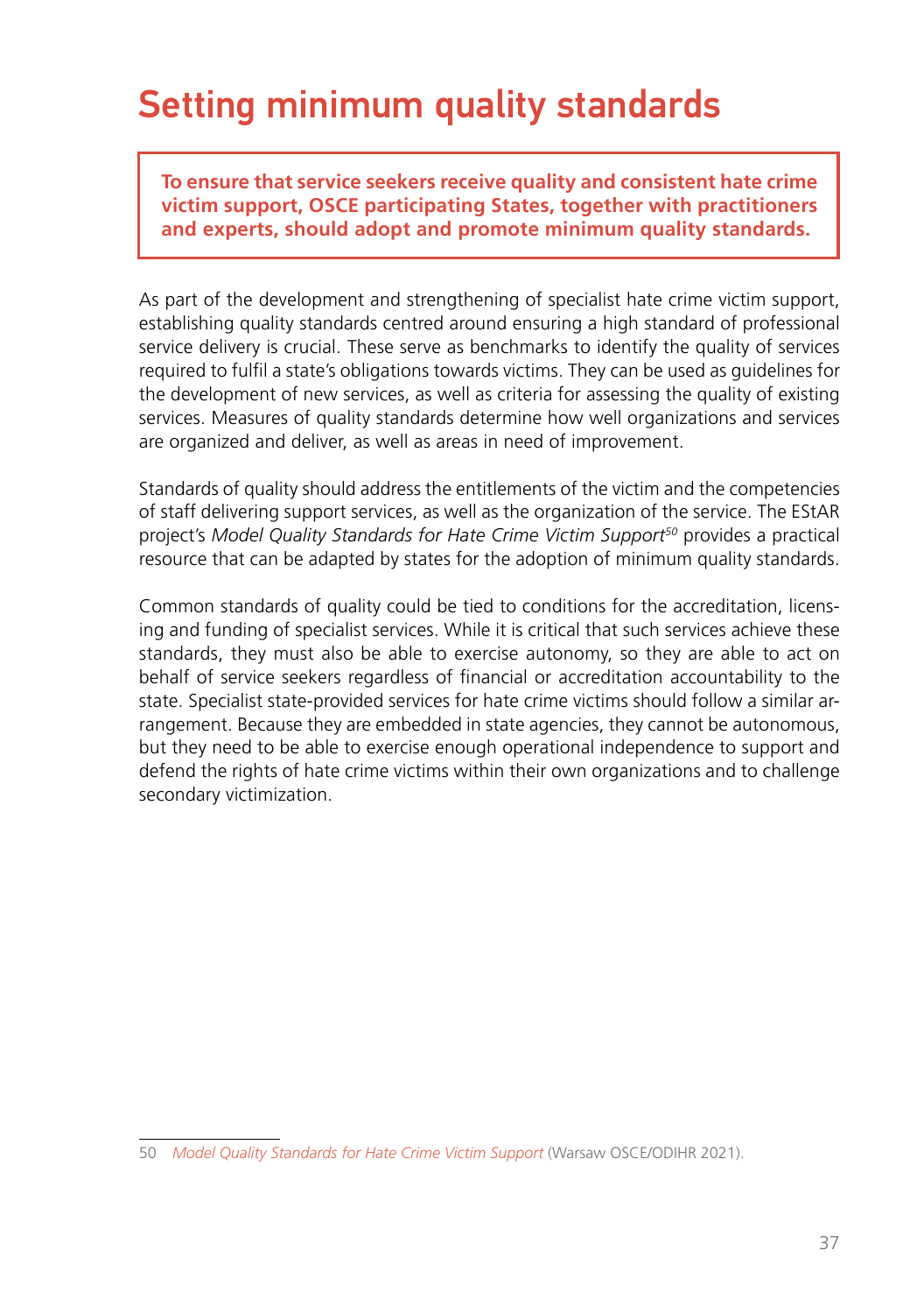# Setting minimum quality standards

> **To ensure that service seekers receive quality and consistent hate crime victim support, OSCE participating States, together with practitioners and experts, should adopt and promote minimum quality standards.**

As part of the development and strengthening of specialist hate crime victim support, establishing quality standards centred around ensuring a high standard of professional service delivery is crucial. These serve as benchmarks to identify the quality of services required to fulfil a state's obligations towards victims. They can be used as guidelines for the development of new services, as well as criteria for assessing the quality of existing services. Measures of quality standards determine how well organizations and services are organized and deliver, as well as areas in need of improvement.

Standards of quality should address the entitlements of the victim and the competencies of staff delivering support services, as well as the organization of the service. The EStAR project's *Model Quality Standards for Hate Crime Victim Support*[50] provides a practical resource that can be adapted by states for the adoption of minimum quality standards.

Common standards of quality could be tied to conditions for the accreditation, licensing and funding of specialist services. While it is critical that such services achieve these standards, they must also be able to exercise autonomy, so they are able to act on behalf of service seekers regardless of financial or accreditation accountability to the state. Specialist state-provided services for hate crime victims should follow a similar arrangement. Because they are embedded in state agencies, they cannot be autonomous, but they need to be able to exercise enough operational independence to support and defend the rights of hate crime victims within their own organizations and to challenge secondary victimization.

---

50 *Model Quality Standards for Hate Crime Victim Support* (Warsaw OSCE/ODIHR 2021).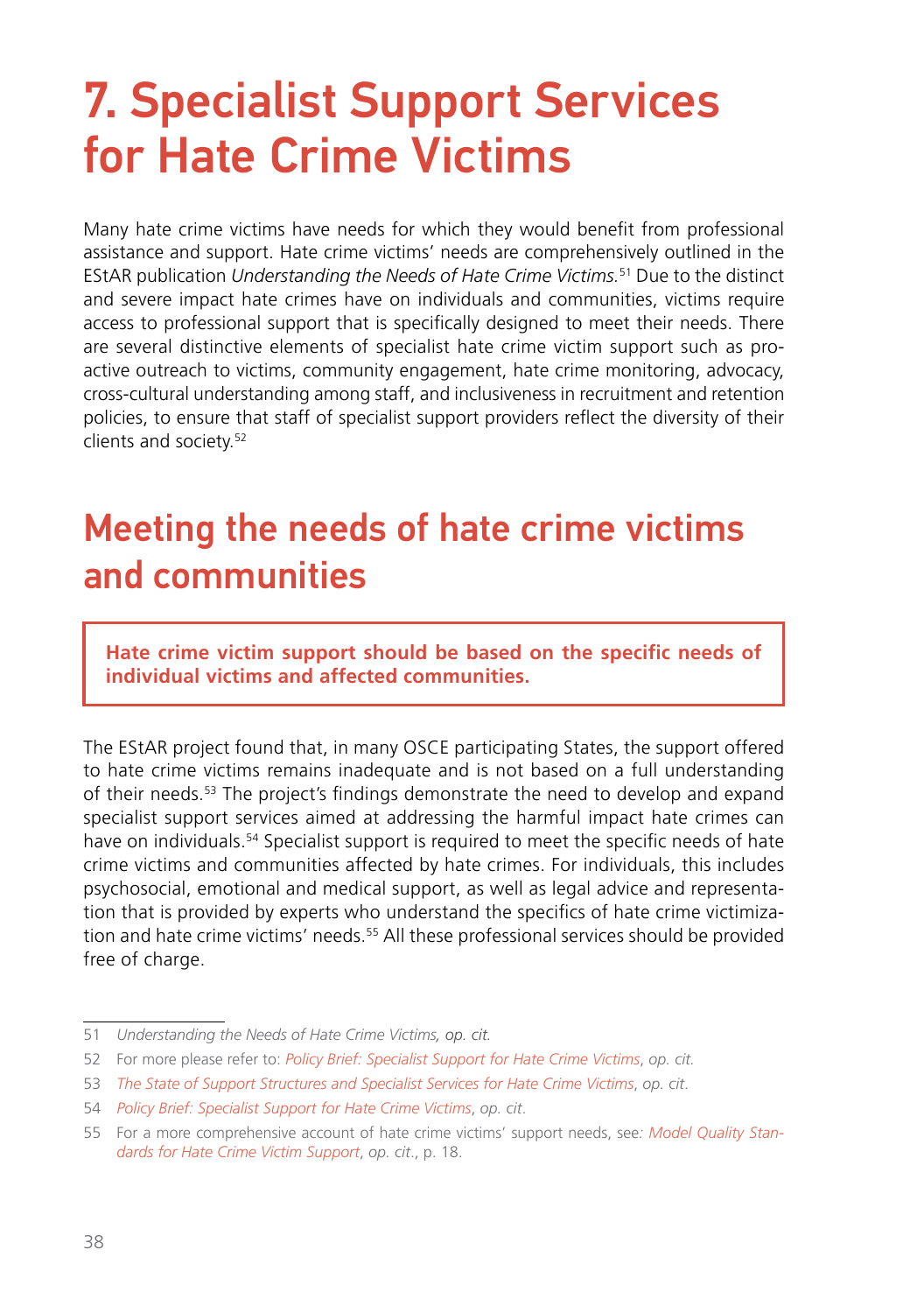# 7. Specialist Support Services for Hate Crime Victims

Many hate crime victims have needs for which they would benefit from professional assistance and support. Hate crime victims' needs are comprehensively outlined in the EStAR publication *Understanding the Needs of Hate Crime Victims*.[51] Due to the distinct and severe impact hate crimes have on individuals and communities, victims require access to professional support that is specifically designed to meet their needs. There are several distinctive elements of specialist hate crime victim support such as pro-active outreach to victims, community engagement, hate crime monitoring, advocacy, cross-cultural understanding among staff, and inclusiveness in recruitment and retention policies, to ensure that staff of specialist support providers reflect the diversity of their clients and society.[52]

## Meeting the needs of hate crime victims and communities

> **Hate crime victim support should be based on the specific needs of individual victims and affected communities.**

The EStAR project found that, in many OSCE participating States, the support offered to hate crime victims remains inadequate and is not based on a full understanding of their needs.[53] The project's findings demonstrate the need to develop and expand specialist support services aimed at addressing the harmful impact hate crimes can have on individuals.[54] Specialist support is required to meet the specific needs of hate crime victims and communities affected by hate crimes. For individuals, this includes psychosocial, emotional and medical support, as well as legal advice and representation that is provided by experts who understand the specifics of hate crime victimization and hate crime victims' needs.[55] All these professional services should be provided free of charge.

---

51 *Understanding the Needs of Hate Crime Victims, op. cit.*

52 For more please refer to: *Policy Brief: Specialist Support for Hate Crime Victims*, *op. cit.*

53 *The State of Support Structures and Specialist Services for Hate Crime Victims*, *op. cit*.

54 *Policy Brief: Specialist Support for Hate Crime Victims*, *op. cit*.

55 For a more comprehensive account of hate crime victims' support needs, see: *Model Quality Standards for Hate Crime Victim Support*, *op. cit*., p. 18.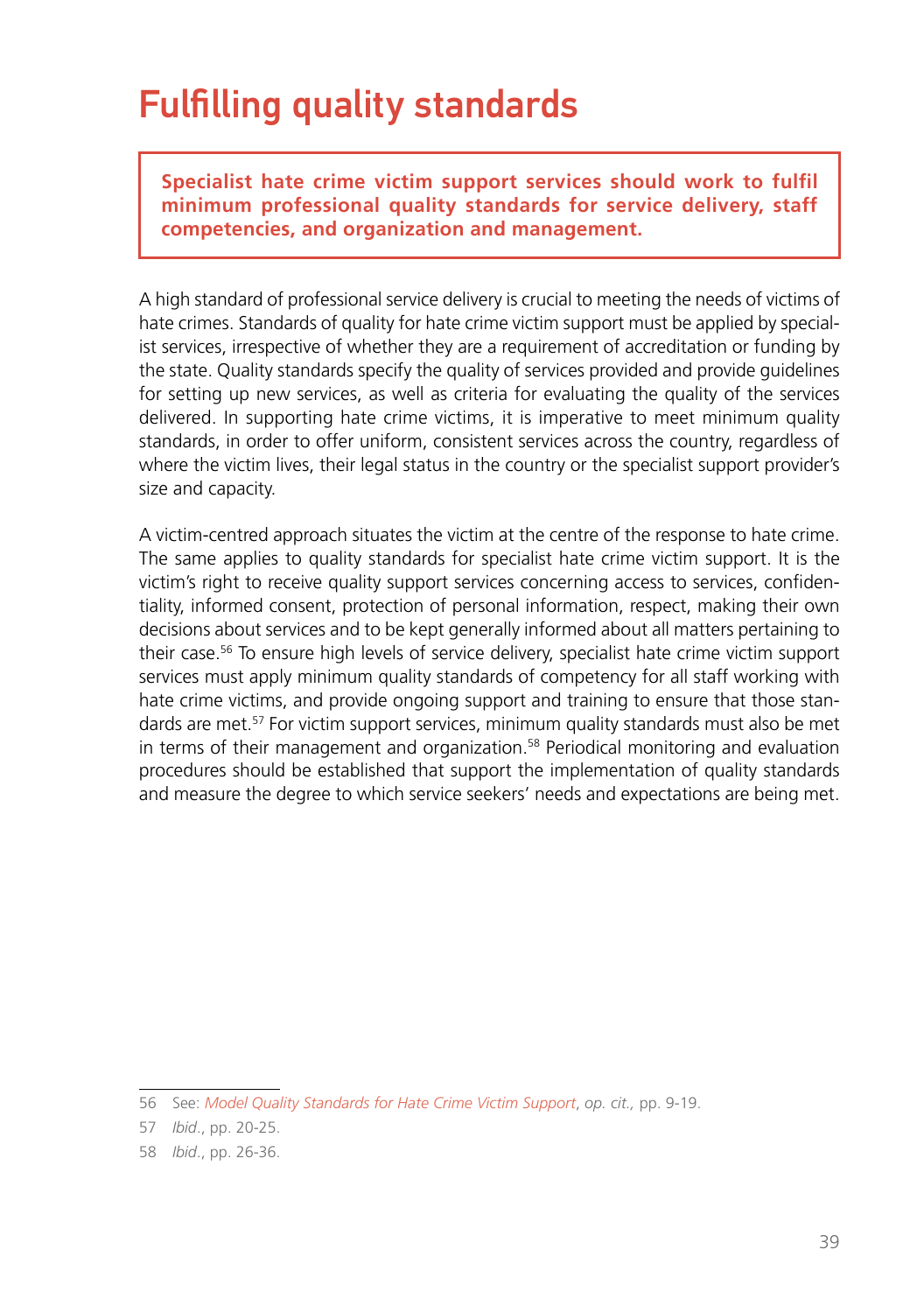# Fulfilling quality standards

> **Specialist hate crime victim support services should work to fulfil minimum professional quality standards for service delivery, staff competencies, and organization and management.**

A high standard of professional service delivery is crucial to meeting the needs of victims of hate crimes. Standards of quality for hate crime victim support must be applied by specialist services, irrespective of whether they are a requirement of accreditation or funding by the state. Quality standards specify the quality of services provided and provide guidelines for setting up new services, as well as criteria for evaluating the quality of the services delivered. In supporting hate crime victims, it is imperative to meet minimum quality standards, in order to offer uniform, consistent services across the country, regardless of where the victim lives, their legal status in the country or the specialist support provider's size and capacity.

A victim-centred approach situates the victim at the centre of the response to hate crime. The same applies to quality standards for specialist hate crime victim support. It is the victim's right to receive quality support services concerning access to services, confidentiality, informed consent, protection of personal information, respect, making their own decisions about services and to be kept generally informed about all matters pertaining to their case.[56] To ensure high levels of service delivery, specialist hate crime victim support services must apply minimum quality standards of competency for all staff working with hate crime victims, and provide ongoing support and training to ensure that those standards are met.[57] For victim support services, minimum quality standards must also be met in terms of their management and organization.[58] Periodical monitoring and evaluation procedures should be established that support the implementation of quality standards and measure the degree to which service seekers' needs and expectations are being met.

---

56 See: *Model Quality Standards for Hate Crime Victim Support*, *op. cit.,* pp. 9-19.

57 *Ibid*., pp. 20-25.

58 *Ibid*., pp. 26-36.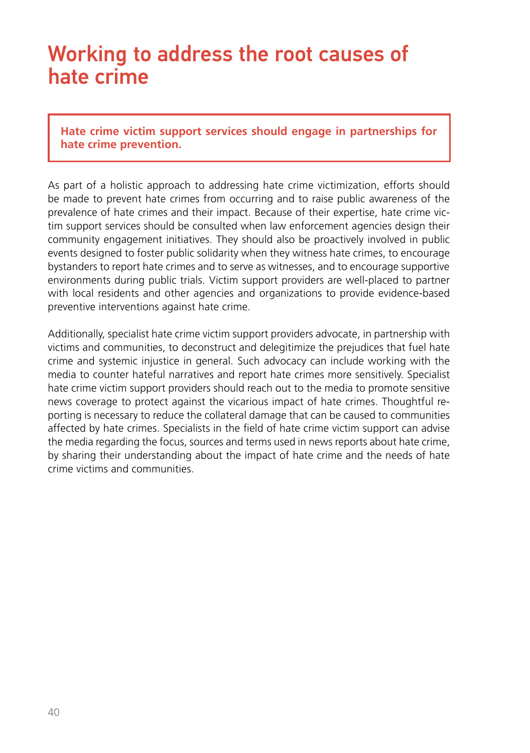# Working to address the root causes of hate crime

**Hate crime victim support services should engage in partnerships for hate crime prevention.**

As part of a holistic approach to addressing hate crime victimization, efforts should be made to prevent hate crimes from occurring and to raise public awareness of the prevalence of hate crimes and their impact. Because of their expertise, hate crime victim support services should be consulted when law enforcement agencies design their community engagement initiatives. They should also be proactively involved in public events designed to foster public solidarity when they witness hate crimes, to encourage bystanders to report hate crimes and to serve as witnesses, and to encourage supportive environments during public trials. Victim support providers are well-placed to partner with local residents and other agencies and organizations to provide evidence-based preventive interventions against hate crime.

Additionally, specialist hate crime victim support providers advocate, in partnership with victims and communities, to deconstruct and delegitimize the prejudices that fuel hate crime and systemic injustice in general. Such advocacy can include working with the media to counter hateful narratives and report hate crimes more sensitively. Specialist hate crime victim support providers should reach out to the media to promote sensitive news coverage to protect against the vicarious impact of hate crimes. Thoughtful reporting is necessary to reduce the collateral damage that can be caused to communities affected by hate crimes. Specialists in the field of hate crime victim support can advise the media regarding the focus, sources and terms used in news reports about hate crime, by sharing their understanding about the impact of hate crime and the needs of hate crime victims and communities.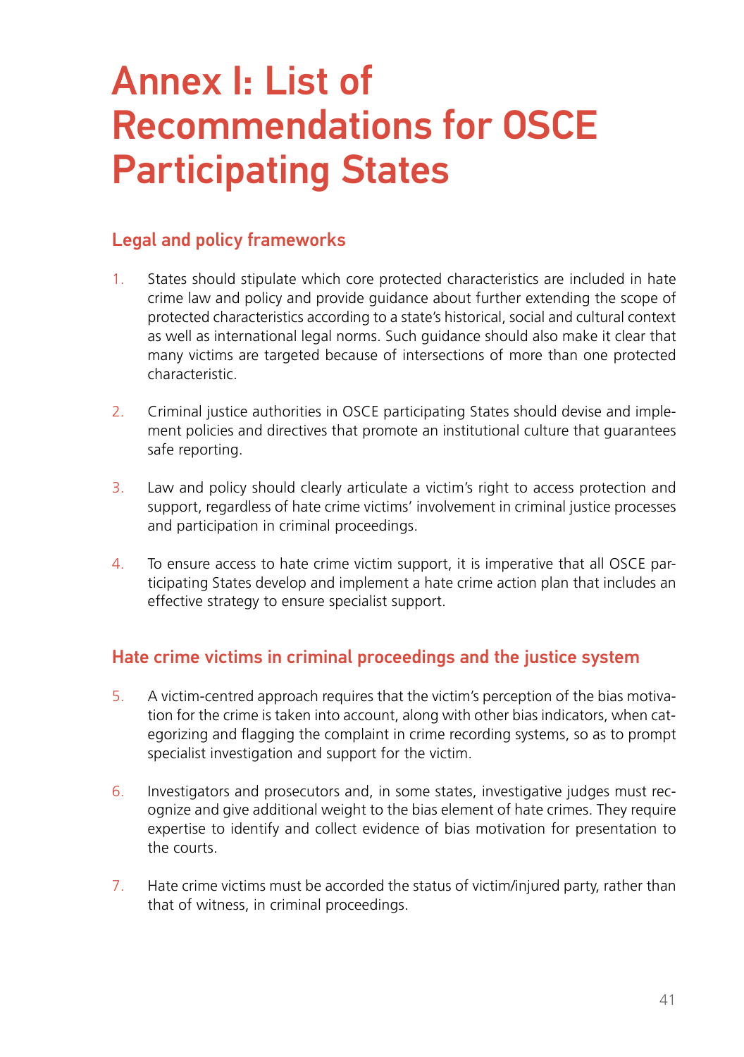# Annex I: List of Recommendations for OSCE Participating States

## Legal and policy frameworks

1. States should stipulate which core protected characteristics are included in hate crime law and policy and provide guidance about further extending the scope of protected characteristics according to a state's historical, social and cultural context as well as international legal norms. Such guidance should also make it clear that many victims are targeted because of intersections of more than one protected characteristic.

2. Criminal justice authorities in OSCE participating States should devise and implement policies and directives that promote an institutional culture that guarantees safe reporting.

3. Law and policy should clearly articulate a victim's right to access protection and support, regardless of hate crime victims' involvement in criminal justice processes and participation in criminal proceedings.

4. To ensure access to hate crime victim support, it is imperative that all OSCE participating States develop and implement a hate crime action plan that includes an effective strategy to ensure specialist support.

## Hate crime victims in criminal proceedings and the justice system

5. A victim-centred approach requires that the victim's perception of the bias motivation for the crime is taken into account, along with other bias indicators, when categorizing and flagging the complaint in crime recording systems, so as to prompt specialist investigation and support for the victim.

6. Investigators and prosecutors and, in some states, investigative judges must recognize and give additional weight to the bias element of hate crimes. They require expertise to identify and collect evidence of bias motivation for presentation to the courts.

7. Hate crime victims must be accorded the status of victim/injured party, rather than that of witness, in criminal proceedings.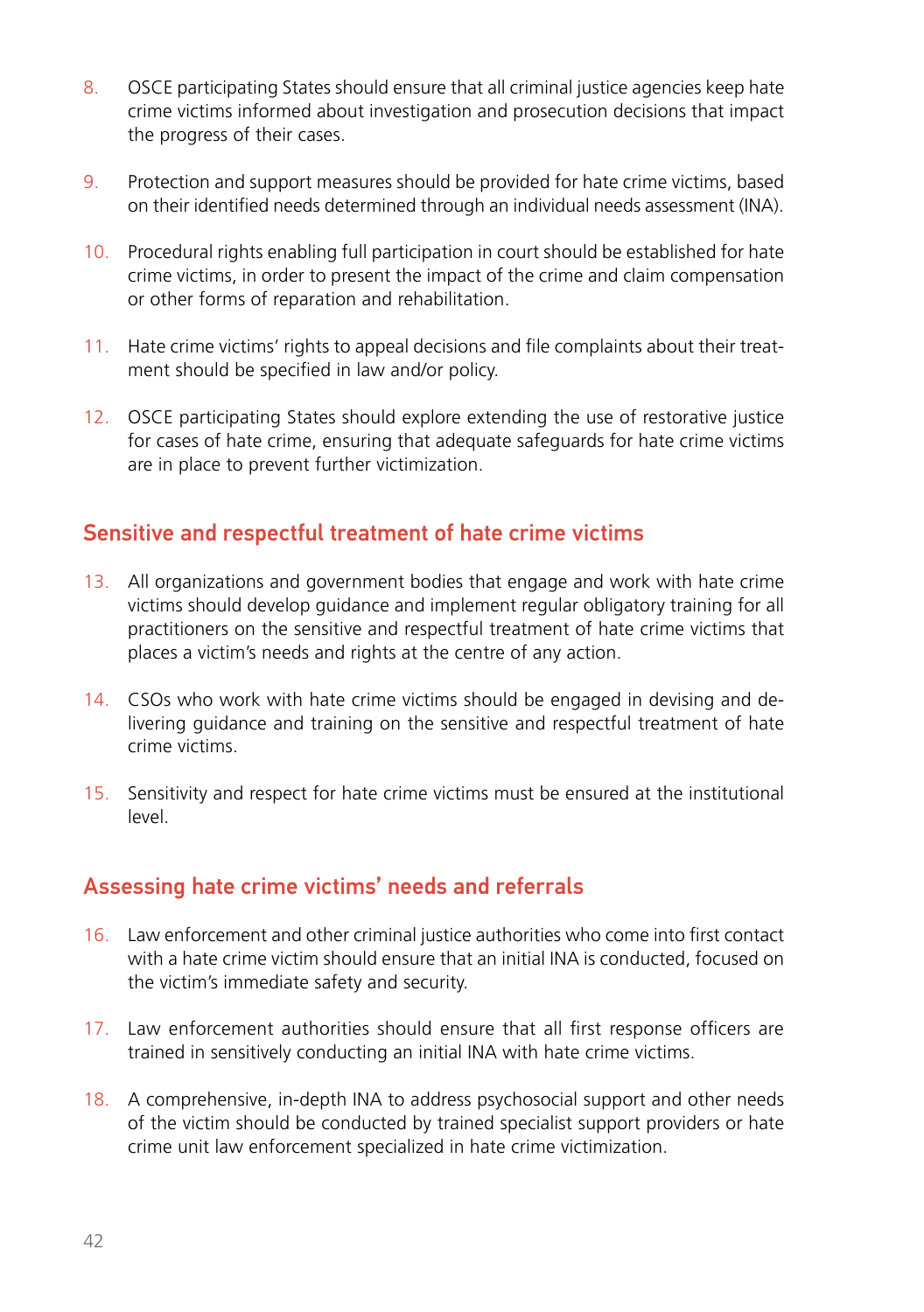8. OSCE participating States should ensure that all criminal justice agencies keep hate crime victims informed about investigation and prosecution decisions that impact the progress of their cases.

9. Protection and support measures should be provided for hate crime victims, based on their identified needs determined through an individual needs assessment (INA).

10. Procedural rights enabling full participation in court should be established for hate crime victims, in order to present the impact of the crime and claim compensation or other forms of reparation and rehabilitation.

11. Hate crime victims' rights to appeal decisions and file complaints about their treatment should be specified in law and/or policy.

12. OSCE participating States should explore extending the use of restorative justice for cases of hate crime, ensuring that adequate safeguards for hate crime victims are in place to prevent further victimization.

## Sensitive and respectful treatment of hate crime victims

13. All organizations and government bodies that engage and work with hate crime victims should develop guidance and implement regular obligatory training for all practitioners on the sensitive and respectful treatment of hate crime victims that places a victim's needs and rights at the centre of any action.

14. CSOs who work with hate crime victims should be engaged in devising and delivering guidance and training on the sensitive and respectful treatment of hate crime victims.

15. Sensitivity and respect for hate crime victims must be ensured at the institutional level.

## Assessing hate crime victims' needs and referrals

16. Law enforcement and other criminal justice authorities who come into first contact with a hate crime victim should ensure that an initial INA is conducted, focused on the victim's immediate safety and security.

17. Law enforcement authorities should ensure that all first response officers are trained in sensitively conducting an initial INA with hate crime victims.

18. A comprehensive, in-depth INA to address psychosocial support and other needs of the victim should be conducted by trained specialist support providers or hate crime unit law enforcement specialized in hate crime victimization.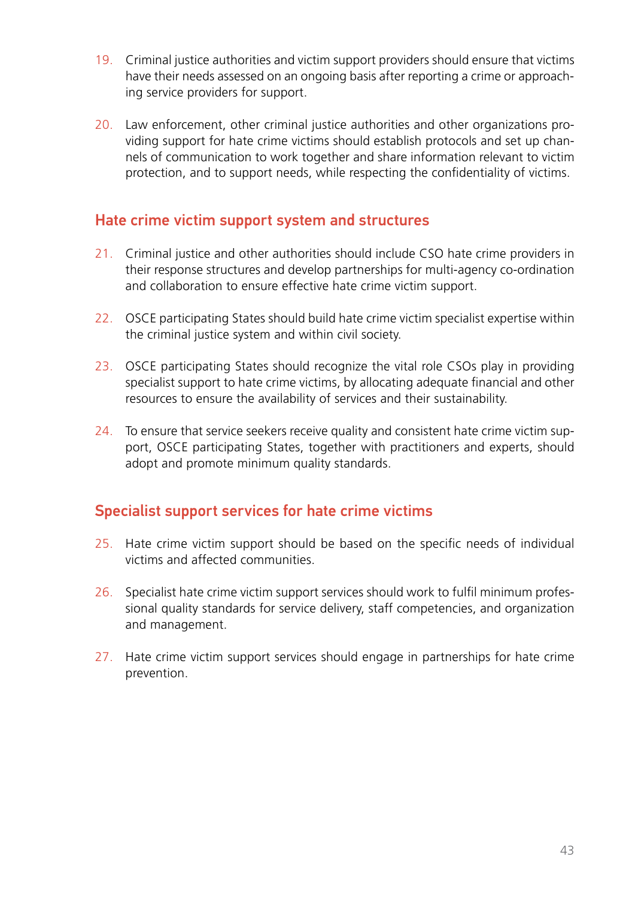19. Criminal justice authorities and victim support providers should ensure that victims have their needs assessed on an ongoing basis after reporting a crime or approaching service providers for support.

20. Law enforcement, other criminal justice authorities and other organizations providing support for hate crime victims should establish protocols and set up channels of communication to work together and share information relevant to victim protection, and to support needs, while respecting the confidentiality of victims.

## Hate crime victim support system and structures

21. Criminal justice and other authorities should include CSO hate crime providers in their response structures and develop partnerships for multi-agency co-ordination and collaboration to ensure effective hate crime victim support.

22. OSCE participating States should build hate crime victim specialist expertise within the criminal justice system and within civil society.

23. OSCE participating States should recognize the vital role CSOs play in providing specialist support to hate crime victims, by allocating adequate financial and other resources to ensure the availability of services and their sustainability.

24. To ensure that service seekers receive quality and consistent hate crime victim support, OSCE participating States, together with practitioners and experts, should adopt and promote minimum quality standards.

## Specialist support services for hate crime victims

25. Hate crime victim support should be based on the specific needs of individual victims and affected communities.

26. Specialist hate crime victim support services should work to fulfil minimum professional quality standards for service delivery, staff competencies, and organization and management.

27. Hate crime victim support services should engage in partnerships for hate crime prevention.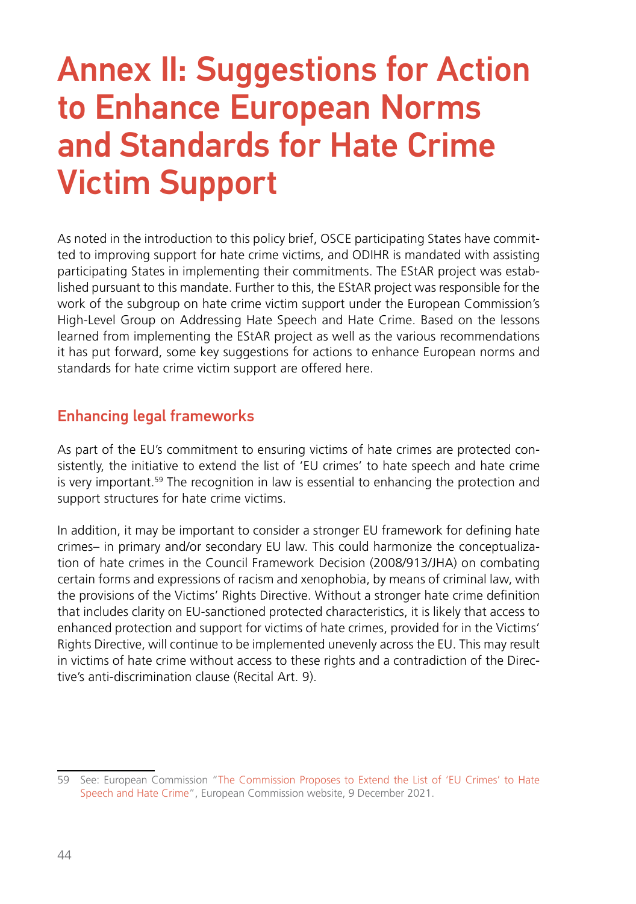# Annex II: Suggestions for Action to Enhance European Norms and Standards for Hate Crime Victim Support

As noted in the introduction to this policy brief, OSCE participating States have committed to improving support for hate crime victims, and ODIHR is mandated with assisting participating States in implementing their commitments. The EStAR project was established pursuant to this mandate. Further to this, the EStAR project was responsible for the work of the subgroup on hate crime victim support under the European Commission's High-Level Group on Addressing Hate Speech and Hate Crime. Based on the lessons learned from implementing the EStAR project as well as the various recommendations it has put forward, some key suggestions for actions to enhance European norms and standards for hate crime victim support are offered here.

## Enhancing legal frameworks

As part of the EU's commitment to ensuring victims of hate crimes are protected consistently, the initiative to extend the list of 'EU crimes' to hate speech and hate crime is very important.[59] The recognition in law is essential to enhancing the protection and support structures for hate crime victims.

In addition, it may be important to consider a stronger EU framework for defining hate crimes– in primary and/or secondary EU law. This could harmonize the conceptualization of hate crimes in the Council Framework Decision (2008/913/JHA) on combating certain forms and expressions of racism and xenophobia, by means of criminal law, with the provisions of the Victims' Rights Directive. Without a stronger hate crime definition that includes clarity on EU-sanctioned protected characteristics, it is likely that access to enhanced protection and support for victims of hate crimes, provided for in the Victims' Rights Directive, will continue to be implemented unevenly across the EU. This may result in victims of hate crime without access to these rights and a contradiction of the Directive's anti-discrimination clause (Recital Art. 9).

---

59 See: European Commission "The Commission Proposes to Extend the List of 'EU Crimes' to Hate Speech and Hate Crime", European Commission website, 9 December 2021.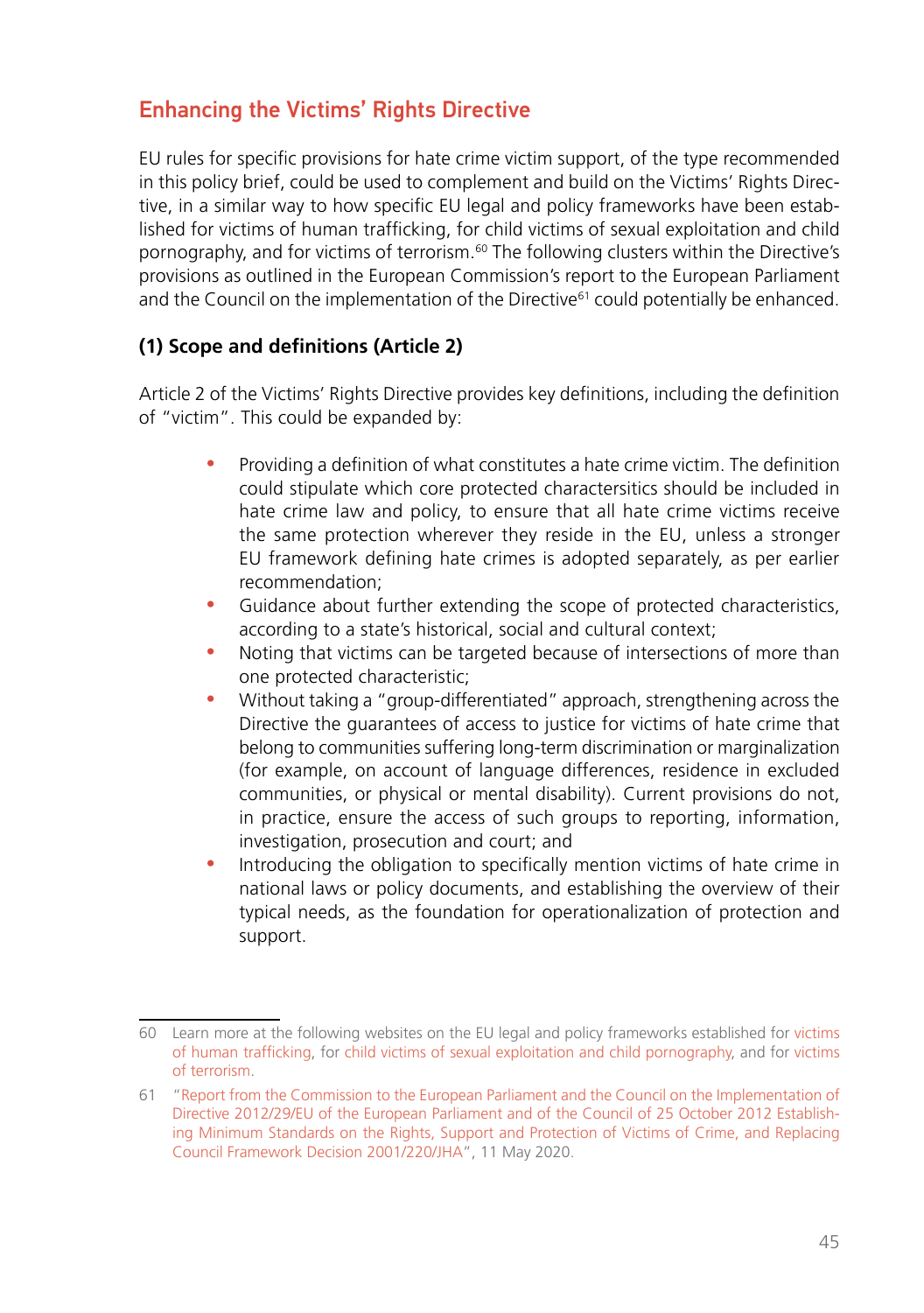## Enhancing the Victims' Rights Directive

EU rules for specific provisions for hate crime victim support, of the type recommended in this policy brief, could be used to complement and build on the Victims' Rights Directive, in a similar way to how specific EU legal and policy frameworks have been established for victims of human trafficking, for child victims of sexual exploitation and child pornography, and for victims of terrorism.[60] The following clusters within the Directive's provisions as outlined in the European Commission's report to the European Parliament and the Council on the implementation of the Directive[61] could potentially be enhanced.

### (1) Scope and definitions (Article 2)

Article 2 of the Victims' Rights Directive provides key definitions, including the definition of "victim". This could be expanded by:

- Providing a definition of what constitutes a hate crime victim. The definition could stipulate which core protected charactersitics should be included in hate crime law and policy, to ensure that all hate crime victims receive the same protection wherever they reside in the EU, unless a stronger EU framework defining hate crimes is adopted separately, as per earlier recommendation;
- Guidance about further extending the scope of protected characteristics, according to a state's historical, social and cultural context;
- Noting that victims can be targeted because of intersections of more than one protected characteristic;
- Without taking a "group-differentiated" approach, strengthening across the Directive the guarantees of access to justice for victims of hate crime that belong to communities suffering long-term discrimination or marginalization (for example, on account of language differences, residence in excluded communities, or physical or mental disability). Current provisions do not, in practice, ensure the access of such groups to reporting, information, investigation, prosecution and court; and
- Introducing the obligation to specifically mention victims of hate crime in national laws or policy documents, and establishing the overview of their typical needs, as the foundation for operationalization of protection and support.

---

60 Learn more at the following websites on the EU legal and policy frameworks established for victims of human trafficking, for child victims of sexual exploitation and child pornography, and for victims of terrorism.

61 "Report from the Commission to the European Parliament and the Council on the Implementation of Directive 2012/29/EU of the European Parliament and of the Council of 25 October 2012 Establishing Minimum Standards on the Rights, Support and Protection of Victims of Crime, and Replacing Council Framework Decision 2001/220/JHA", 11 May 2020.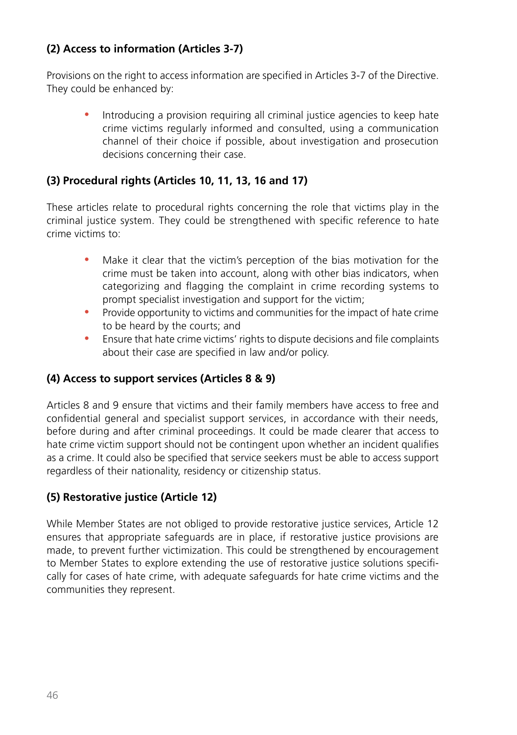**(2) Access to information (Articles 3-7)**

Provisions on the right to access information are specified in Articles 3-7 of the Directive. They could be enhanced by:

- Introducing a provision requiring all criminal justice agencies to keep hate crime victims regularly informed and consulted, using a communication channel of their choice if possible, about investigation and prosecution decisions concerning their case.

**(3) Procedural rights (Articles 10, 11, 13, 16 and 17)**

These articles relate to procedural rights concerning the role that victims play in the criminal justice system. They could be strengthened with specific reference to hate crime victims to:

- Make it clear that the victim's perception of the bias motivation for the crime must be taken into account, along with other bias indicators, when categorizing and flagging the complaint in crime recording systems to prompt specialist investigation and support for the victim;
- Provide opportunity to victims and communities for the impact of hate crime to be heard by the courts; and
- Ensure that hate crime victims' rights to dispute decisions and file complaints about their case are specified in law and/or policy.

**(4) Access to support services (Articles 8 & 9)**

Articles 8 and 9 ensure that victims and their family members have access to free and confidential general and specialist support services, in accordance with their needs, before during and after criminal proceedings. It could be made clearer that access to hate crime victim support should not be contingent upon whether an incident qualifies as a crime. It could also be specified that service seekers must be able to access support regardless of their nationality, residency or citizenship status.

**(5) Restorative justice (Article 12)**

While Member States are not obliged to provide restorative justice services, Article 12 ensures that appropriate safeguards are in place, if restorative justice provisions are made, to prevent further victimization. This could be strengthened by encouragement to Member States to explore extending the use of restorative justice solutions specifically for cases of hate crime, with adequate safeguards for hate crime victims and the communities they represent.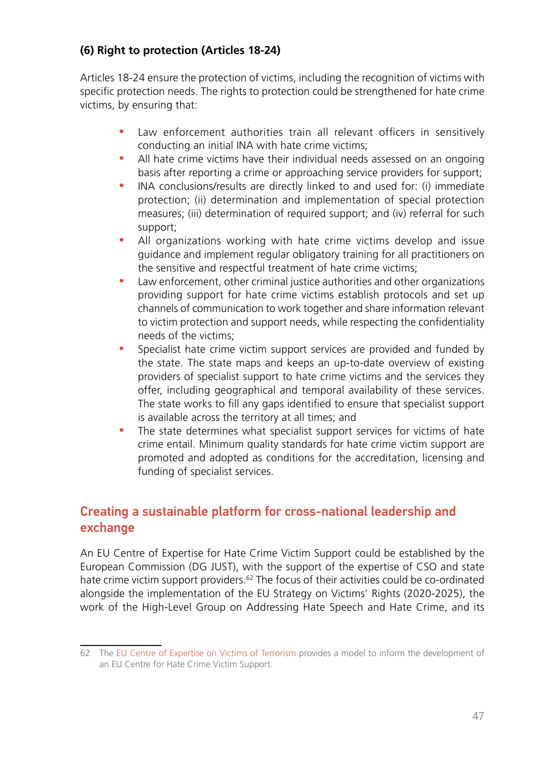### (6) Right to protection (Articles 18-24)

Articles 18-24 ensure the protection of victims, including the recognition of victims with specific protection needs. The rights to protection could be strengthened for hate crime victims, by ensuring that:

- Law enforcement authorities train all relevant officers in sensitively conducting an initial INA with hate crime victims;
- All hate crime victims have their individual needs assessed on an ongoing basis after reporting a crime or approaching service providers for support;
- INA conclusions/results are directly linked to and used for: (i) immediate protection; (ii) determination and implementation of special protection measures; (iii) determination of required support; and (iv) referral for such support;
- All organizations working with hate crime victims develop and issue guidance and implement regular obligatory training for all practitioners on the sensitive and respectful treatment of hate crime victims;
- Law enforcement, other criminal justice authorities and other organizations providing support for hate crime victims establish protocols and set up channels of communication to work together and share information relevant to victim protection and support needs, while respecting the confidentiality needs of the victims;
- Specialist hate crime victim support services are provided and funded by the state. The state maps and keeps an up-to-date overview of existing providers of specialist support to hate crime victims and the services they offer, including geographical and temporal availability of these services. The state works to fill any gaps identified to ensure that specialist support is available across the territory at all times; and
- The state determines what specialist support services for victims of hate crime entail. Minimum quality standards for hate crime victim support are promoted and adopted as conditions for the accreditation, licensing and funding of specialist services.

## Creating a sustainable platform for cross-national leadership and exchange

An EU Centre of Expertise for Hate Crime Victim Support could be established by the European Commission (DG JUST), with the support of the expertise of CSO and state hate crime victim support providers.[62] The focus of their activities could be co-ordinated alongside the implementation of the EU Strategy on Victims' Rights (2020-2025), the work of the High-Level Group on Addressing Hate Speech and Hate Crime, and its

---

62 The EU Centre of Expertise on Victims of Terrorism provides a model to inform the development of an EU Centre for Hate Crime Victim Support.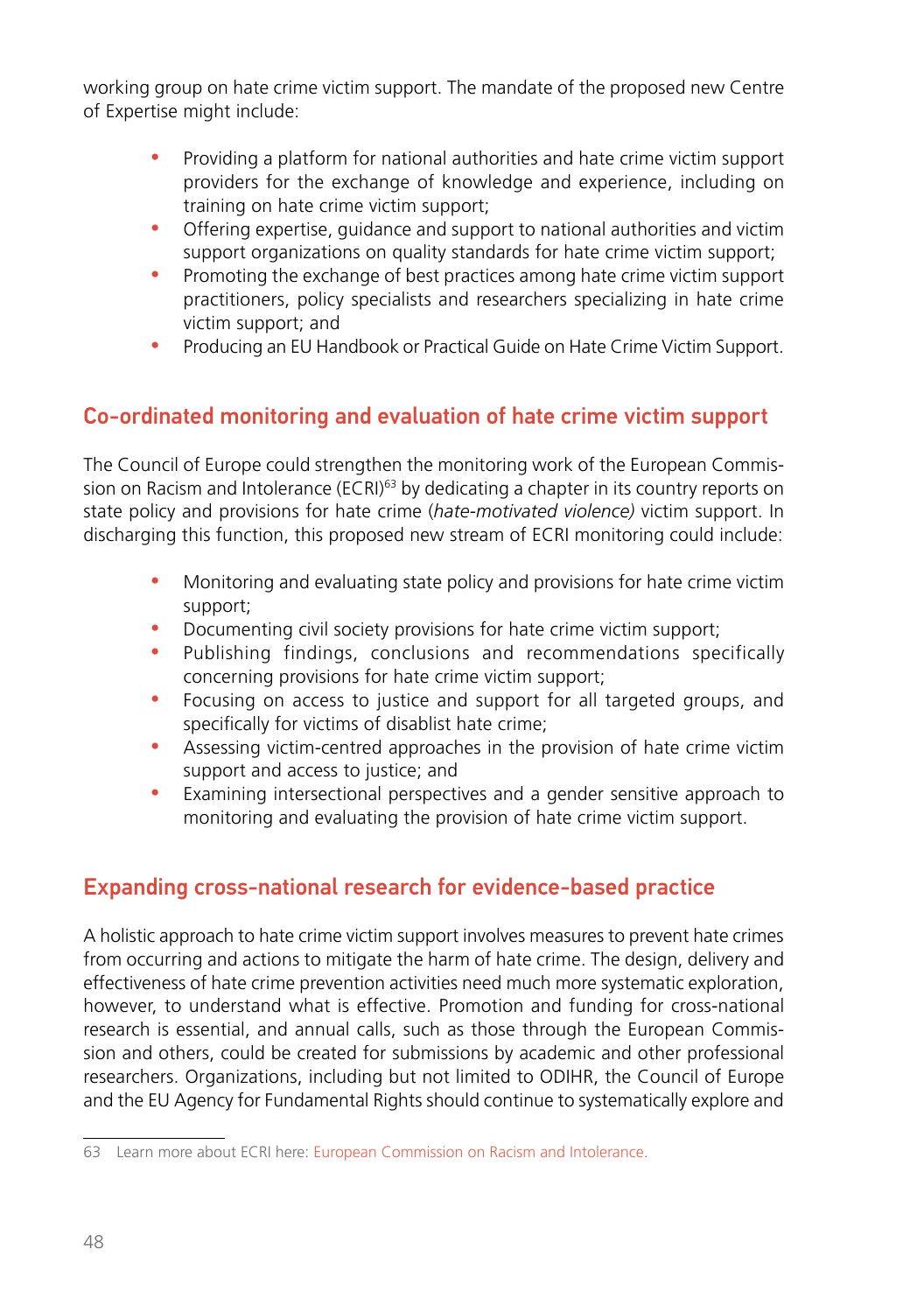working group on hate crime victim support. The mandate of the proposed new Centre of Expertise might include:

- Providing a platform for national authorities and hate crime victim support providers for the exchange of knowledge and experience, including on training on hate crime victim support;
- Offering expertise, guidance and support to national authorities and victim support organizations on quality standards for hate crime victim support;
- Promoting the exchange of best practices among hate crime victim support practitioners, policy specialists and researchers specializing in hate crime victim support; and
- Producing an EU Handbook or Practical Guide on Hate Crime Victim Support.

## Co-ordinated monitoring and evaluation of hate crime victim support

The Council of Europe could strengthen the monitoring work of the European Commission on Racism and Intolerance (ECRI)[63] by dedicating a chapter in its country reports on state policy and provisions for hate crime (*hate-motivated violence)* victim support. In discharging this function, this proposed new stream of ECRI monitoring could include:

- Monitoring and evaluating state policy and provisions for hate crime victim support;
- Documenting civil society provisions for hate crime victim support;
- Publishing findings, conclusions and recommendations specifically concerning provisions for hate crime victim support;
- Focusing on access to justice and support for all targeted groups, and specifically for victims of disablist hate crime;
- Assessing victim-centred approaches in the provision of hate crime victim support and access to justice; and
- Examining intersectional perspectives and a gender sensitive approach to monitoring and evaluating the provision of hate crime victim support.

## Expanding cross-national research for evidence-based practice

A holistic approach to hate crime victim support involves measures to prevent hate crimes from occurring and actions to mitigate the harm of hate crime. The design, delivery and effectiveness of hate crime prevention activities need much more systematic exploration, however, to understand what is effective. Promotion and funding for cross-national research is essential, and annual calls, such as those through the European Commission and others, could be created for submissions by academic and other professional researchers. Organizations, including but not limited to ODIHR, the Council of Europe and the EU Agency for Fundamental Rights should continue to systematically explore and

---

63 Learn more about ECRI here: European Commission on Racism and Intolerance.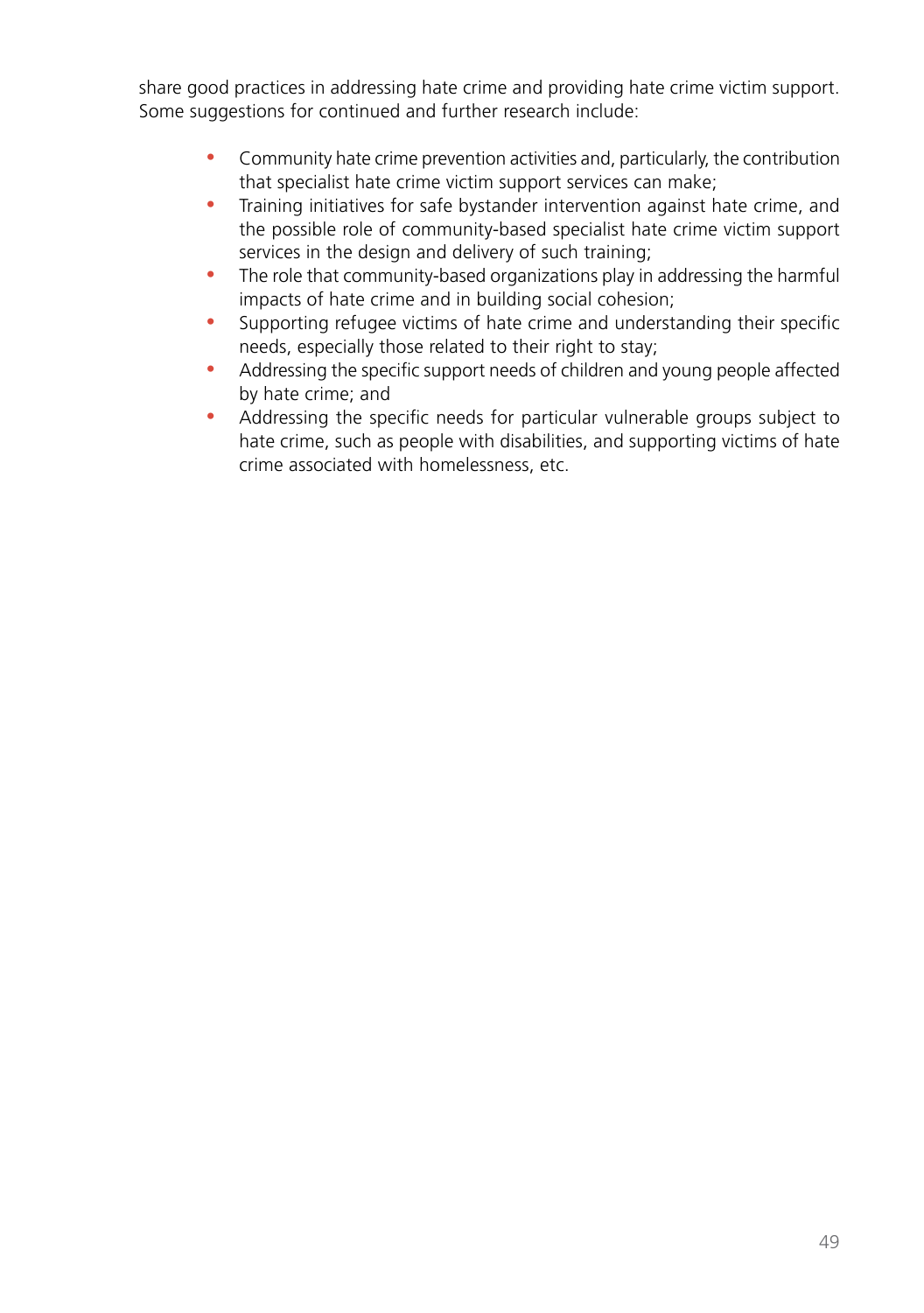share good practices in addressing hate crime and providing hate crime victim support. Some suggestions for continued and further research include:

- Community hate crime prevention activities and, particularly, the contribution that specialist hate crime victim support services can make;
- Training initiatives for safe bystander intervention against hate crime, and the possible role of community-based specialist hate crime victim support services in the design and delivery of such training;
- The role that community-based organizations play in addressing the harmful impacts of hate crime and in building social cohesion;
- Supporting refugee victims of hate crime and understanding their specific needs, especially those related to their right to stay;
- Addressing the specific support needs of children and young people affected by hate crime; and
- Addressing the specific needs for particular vulnerable groups subject to hate crime, such as people with disabilities, and supporting victims of hate crime associated with homelessness, etc.